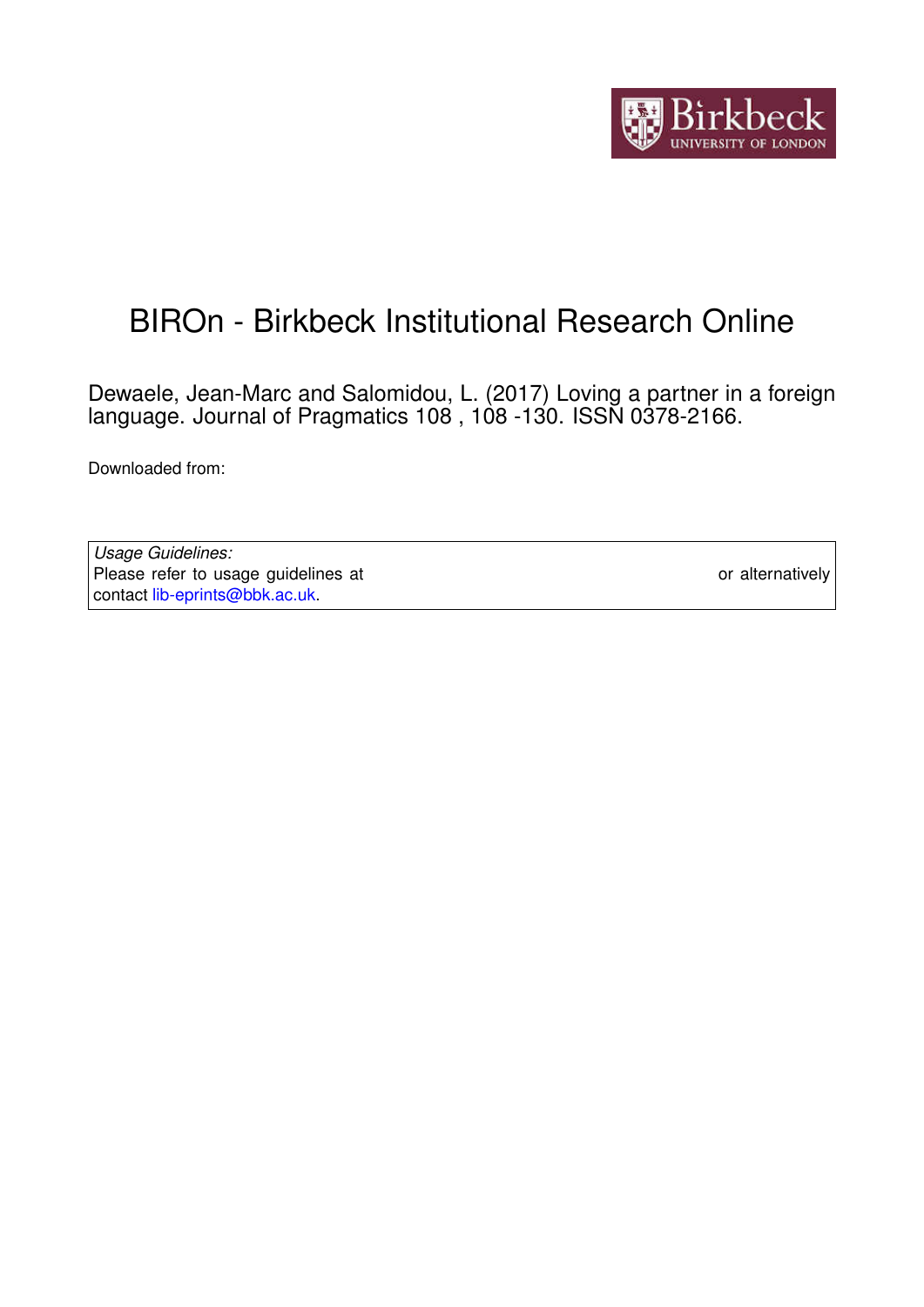# BIROn - Birkbeck Institutional Research Online

Dewaele, Jean-Marc and Salomidou, L. (2017) Loving a partner in a foreign language. Journal of Pragmatics 108 , 108 -130. ISSN 0378-2166.

Downloaded from:

*Usage Guidelines:*
Please refer to usage guidelines at or alternatively contact lib-eprints@bbk.ac.uk.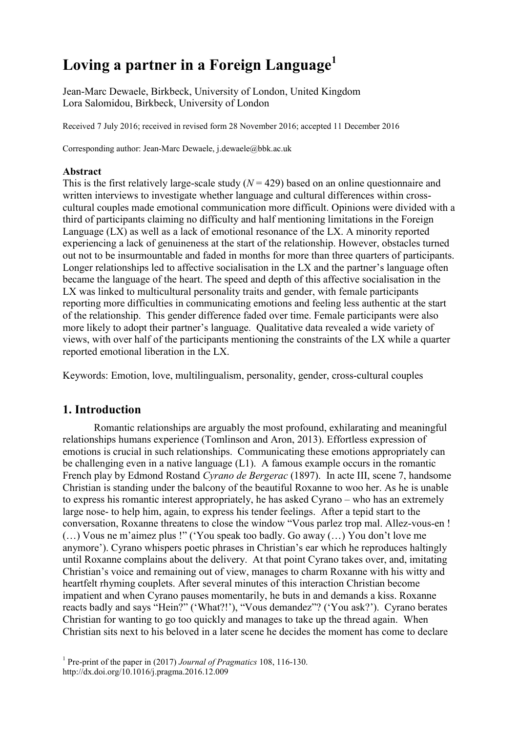# Loving a partner in a Foreign Language[1]

Jean-Marc Dewaele, Birkbeck, University of London, United Kingdom
Lora Salomidou, Birkbeck, University of London

Received 7 July 2016; received in revised form 28 November 2016; accepted 11 December 2016

Corresponding author: Jean-Marc Dewaele, j.dewaele@bbk.ac.uk

**Abstract**

This is the first relatively large-scale study (*N* = 429) based on an online questionnaire and written interviews to investigate whether language and cultural differences within cross-cultural couples made emotional communication more difficult. Opinions were divided with a third of participants claiming no difficulty and half mentioning limitations in the Foreign Language (LX) as well as a lack of emotional resonance of the LX. A minority reported experiencing a lack of genuineness at the start of the relationship. However, obstacles turned out not to be insurmountable and faded in months for more than three quarters of participants. Longer relationships led to affective socialisation in the LX and the partner's language often became the language of the heart. The speed and depth of this affective socialisation in the LX was linked to multicultural personality traits and gender, with female participants reporting more difficulties in communicating emotions and feeling less authentic at the start of the relationship. This gender difference faded over time. Female participants were also more likely to adopt their partner's language. Qualitative data revealed a wide variety of views, with over half of the participants mentioning the constraints of the LX while a quarter reported emotional liberation in the LX.

Keywords: Emotion, love, multilingualism, personality, gender, cross-cultural couples

## 1. Introduction

Romantic relationships are arguably the most profound, exhilarating and meaningful relationships humans experience (Tomlinson and Aron, 2013). Effortless expression of emotions is crucial in such relationships. Communicating these emotions appropriately can be challenging even in a native language (L1). A famous example occurs in the romantic French play by Edmond Rostand *Cyrano de Bergerac* (1897). In acte III, scene 7, handsome Christian is standing under the balcony of the beautiful Roxanne to woo her. As he is unable to express his romantic interest appropriately, he has asked Cyrano – who has an extremely large nose- to help him, again, to express his tender feelings. After a tepid start to the conversation, Roxanne threatens to close the window "Vous parlez trop mal. Allez-vous-en ! (…) Vous ne m'aimez plus !" ('You speak too badly. Go away (…) You don't love me anymore'). Cyrano whispers poetic phrases in Christian's ear which he reproduces haltingly until Roxanne complains about the delivery. At that point Cyrano takes over, and, imitating Christian's voice and remaining out of view, manages to charm Roxanne with his witty and heartfelt rhyming couplets. After several minutes of this interaction Christian become impatient and when Cyrano pauses momentarily, he buts in and demands a kiss. Roxanne reacts badly and says "Hein?" ('What?!'), "Vous demandez"? ('You ask?'). Cyrano berates Christian for wanting to go too quickly and manages to take up the thread again. When Christian sits next to his beloved in a later scene he decides the moment has come to declare

[1] Pre-print of the paper in (2017) *Journal of Pragmatics* 108, 116-130. http://dx.doi.org/10.1016/j.pragma.2016.12.009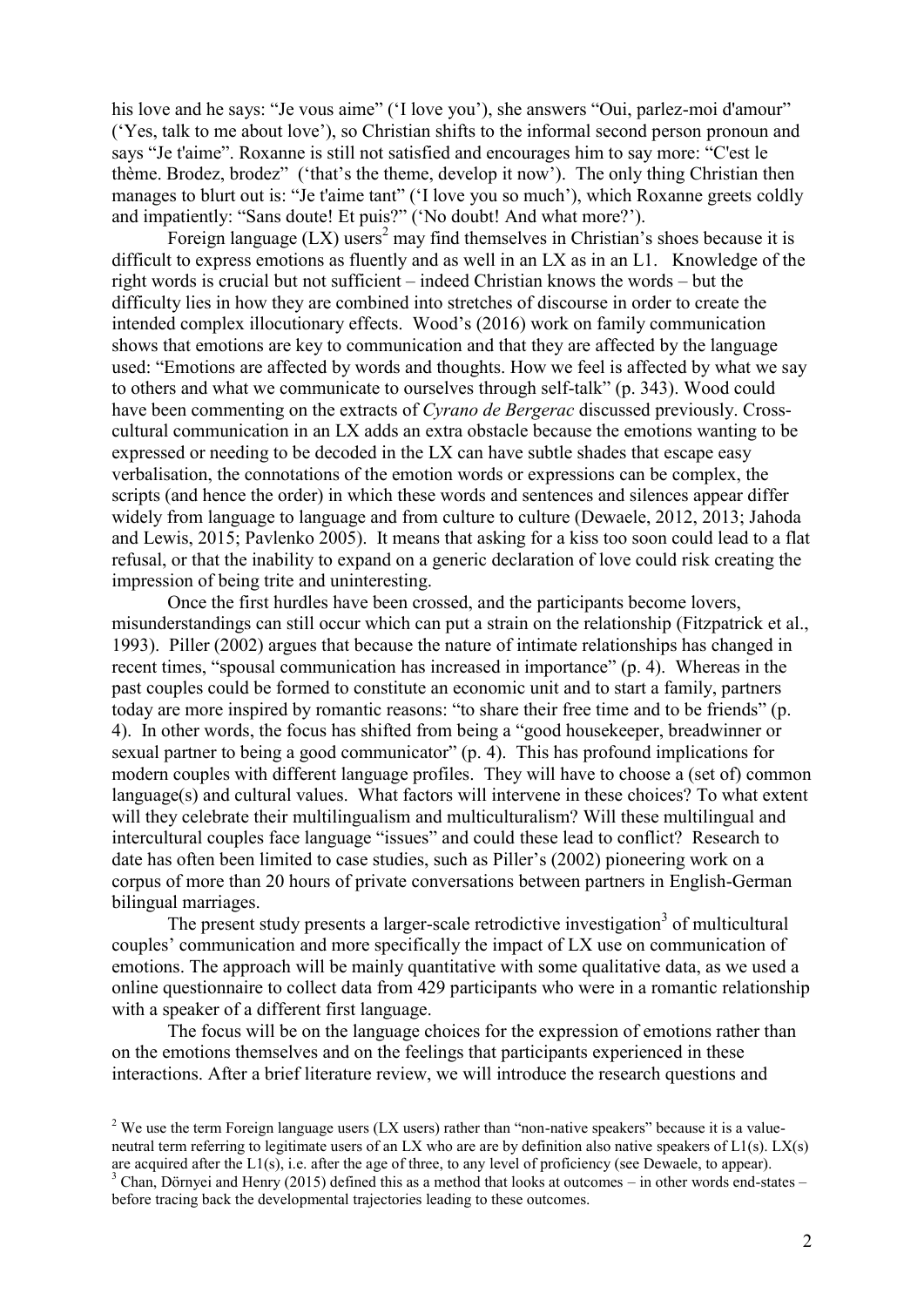his love and he says: "Je vous aime" ('I love you'), she answers "Oui, parlez-moi d'amour" ('Yes, talk to me about love'), so Christian shifts to the informal second person pronoun and says "Je t'aime". Roxanne is still not satisfied and encourages him to say more: "C'est le thème. Brodez, brodez" ('that's the theme, develop it now'). The only thing Christian then manages to blurt out is: "Je t'aime tant" ('I love you so much'), which Roxanne greets coldly and impatiently: "Sans doute! Et puis?" ('No doubt! And what more?').

Foreign language (LX) users[2] may find themselves in Christian's shoes because it is difficult to express emotions as fluently and as well in an LX as in an L1. Knowledge of the right words is crucial but not sufficient – indeed Christian knows the words – but the difficulty lies in how they are combined into stretches of discourse in order to create the intended complex illocutionary effects. Wood's (2016) work on family communication shows that emotions are key to communication and that they are affected by the language used: "Emotions are affected by words and thoughts. How we feel is affected by what we say to others and what we communicate to ourselves through self-talk" (p. 343). Wood could have been commenting on the extracts of *Cyrano de Bergerac* discussed previously. Cross-cultural communication in an LX adds an extra obstacle because the emotions wanting to be expressed or needing to be decoded in the LX can have subtle shades that escape easy verbalisation, the connotations of the emotion words or expressions can be complex, the scripts (and hence the order) in which these words and sentences and silences appear differ widely from language to language and from culture to culture (Dewaele, 2012, 2013; Jahoda and Lewis, 2015; Pavlenko 2005). It means that asking for a kiss too soon could lead to a flat refusal, or that the inability to expand on a generic declaration of love could risk creating the impression of being trite and uninteresting.

Once the first hurdles have been crossed, and the participants become lovers, misunderstandings can still occur which can put a strain on the relationship (Fitzpatrick et al., 1993). Piller (2002) argues that because the nature of intimate relationships has changed in recent times, "spousal communication has increased in importance" (p. 4). Whereas in the past couples could be formed to constitute an economic unit and to start a family, partners today are more inspired by romantic reasons: "to share their free time and to be friends" (p. 4). In other words, the focus has shifted from being a "good housekeeper, breadwinner or sexual partner to being a good communicator" (p. 4). This has profound implications for modern couples with different language profiles. They will have to choose a (set of) common language(s) and cultural values. What factors will intervene in these choices? To what extent will they celebrate their multilingualism and multiculturalism? Will these multilingual and intercultural couples face language "issues" and could these lead to conflict? Research to date has often been limited to case studies, such as Piller's (2002) pioneering work on a corpus of more than 20 hours of private conversations between partners in English-German bilingual marriages.

The present study presents a larger-scale retrodictive investigation[3] of multicultural couples' communication and more specifically the impact of LX use on communication of emotions. The approach will be mainly quantitative with some qualitative data, as we used a online questionnaire to collect data from 429 participants who were in a romantic relationship with a speaker of a different first language.

The focus will be on the language choices for the expression of emotions rather than on the emotions themselves and on the feelings that participants experienced in these interactions. After a brief literature review, we will introduce the research questions and

[2] We use the term Foreign language users (LX users) rather than "non-native speakers" because it is a value-neutral term referring to legitimate users of an LX who are are by definition also native speakers of L1(s). LX(s) are acquired after the L1(s), i.e. after the age of three, to any level of proficiency (see Dewaele, to appear).

[3] Chan, Dörnyei and Henry (2015) defined this as a method that looks at outcomes – in other words end-states – before tracing back the developmental trajectories leading to these outcomes.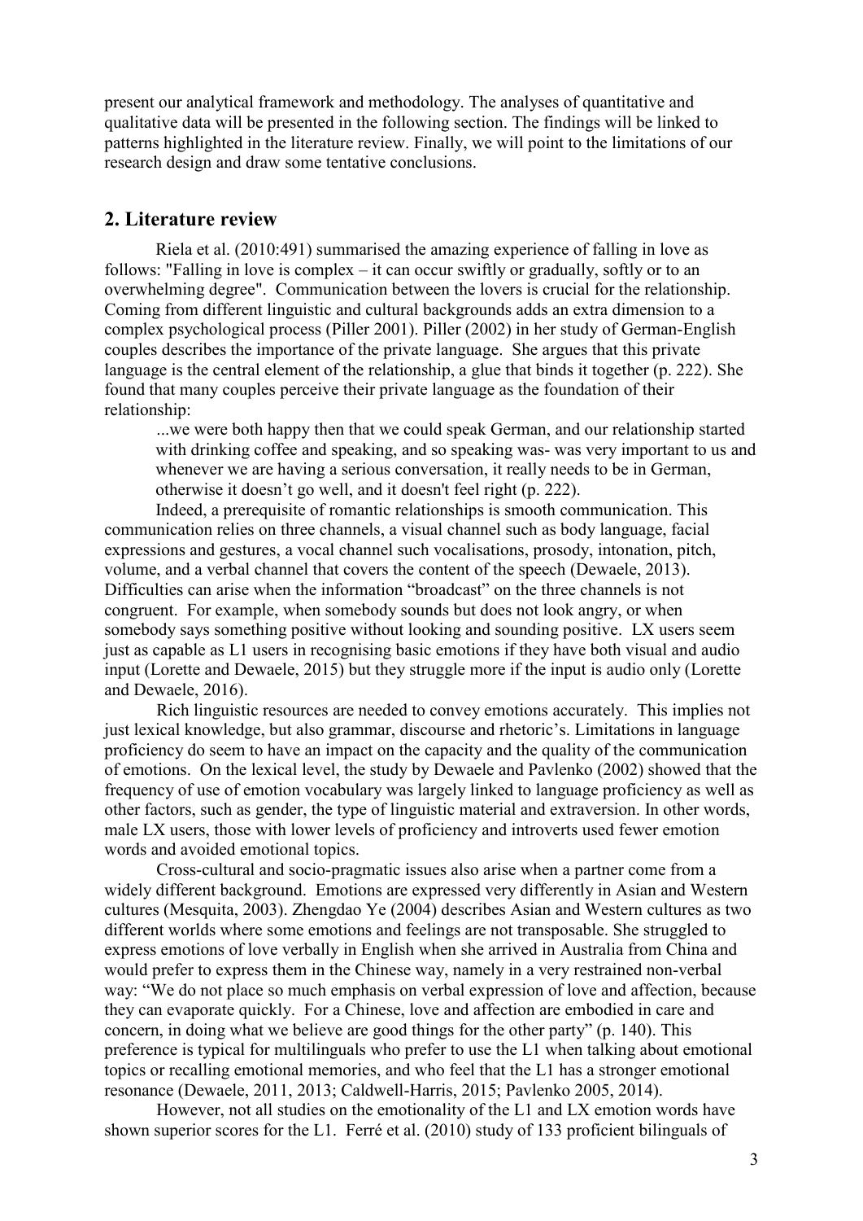present our analytical framework and methodology. The analyses of quantitative and qualitative data will be presented in the following section. The findings will be linked to patterns highlighted in the literature review. Finally, we will point to the limitations of our research design and draw some tentative conclusions.

## 2. Literature review

Riela et al. (2010:491) summarised the amazing experience of falling in love as follows: "Falling in love is complex – it can occur swiftly or gradually, softly or to an overwhelming degree". Communication between the lovers is crucial for the relationship. Coming from different linguistic and cultural backgrounds adds an extra dimension to a complex psychological process (Piller 2001). Piller (2002) in her study of German-English couples describes the importance of the private language. She argues that this private language is the central element of the relationship, a glue that binds it together (p. 222). She found that many couples perceive their private language as the foundation of their relationship:

> ...we were both happy then that we could speak German, and our relationship started with drinking coffee and speaking, and so speaking was- was very important to us and whenever we are having a serious conversation, it really needs to be in German, otherwise it doesn't go well, and it doesn't feel right (p. 222).

Indeed, a prerequisite of romantic relationships is smooth communication. This communication relies on three channels, a visual channel such as body language, facial expressions and gestures, a vocal channel such vocalisations, prosody, intonation, pitch, volume, and a verbal channel that covers the content of the speech (Dewaele, 2013). Difficulties can arise when the information "broadcast" on the three channels is not congruent. For example, when somebody sounds but does not look angry, or when somebody says something positive without looking and sounding positive. LX users seem just as capable as L1 users in recognising basic emotions if they have both visual and audio input (Lorette and Dewaele, 2015) but they struggle more if the input is audio only (Lorette and Dewaele, 2016).

Rich linguistic resources are needed to convey emotions accurately. This implies not just lexical knowledge, but also grammar, discourse and rhetoric's. Limitations in language proficiency do seem to have an impact on the capacity and the quality of the communication of emotions. On the lexical level, the study by Dewaele and Pavlenko (2002) showed that the frequency of use of emotion vocabulary was largely linked to language proficiency as well as other factors, such as gender, the type of linguistic material and extraversion. In other words, male LX users, those with lower levels of proficiency and introverts used fewer emotion words and avoided emotional topics.

Cross-cultural and socio-pragmatic issues also arise when a partner come from a widely different background. Emotions are expressed very differently in Asian and Western cultures (Mesquita, 2003). Zhengdao Ye (2004) describes Asian and Western cultures as two different worlds where some emotions and feelings are not transposable. She struggled to express emotions of love verbally in English when she arrived in Australia from China and would prefer to express them in the Chinese way, namely in a very restrained non-verbal way: "We do not place so much emphasis on verbal expression of love and affection, because they can evaporate quickly. For a Chinese, love and affection are embodied in care and concern, in doing what we believe are good things for the other party" (p. 140). This preference is typical for multilinguals who prefer to use the L1 when talking about emotional topics or recalling emotional memories, and who feel that the L1 has a stronger emotional resonance (Dewaele, 2011, 2013; Caldwell-Harris, 2015; Pavlenko 2005, 2014).

However, not all studies on the emotionality of the L1 and LX emotion words have shown superior scores for the L1. Ferré et al. (2010) study of 133 proficient bilinguals of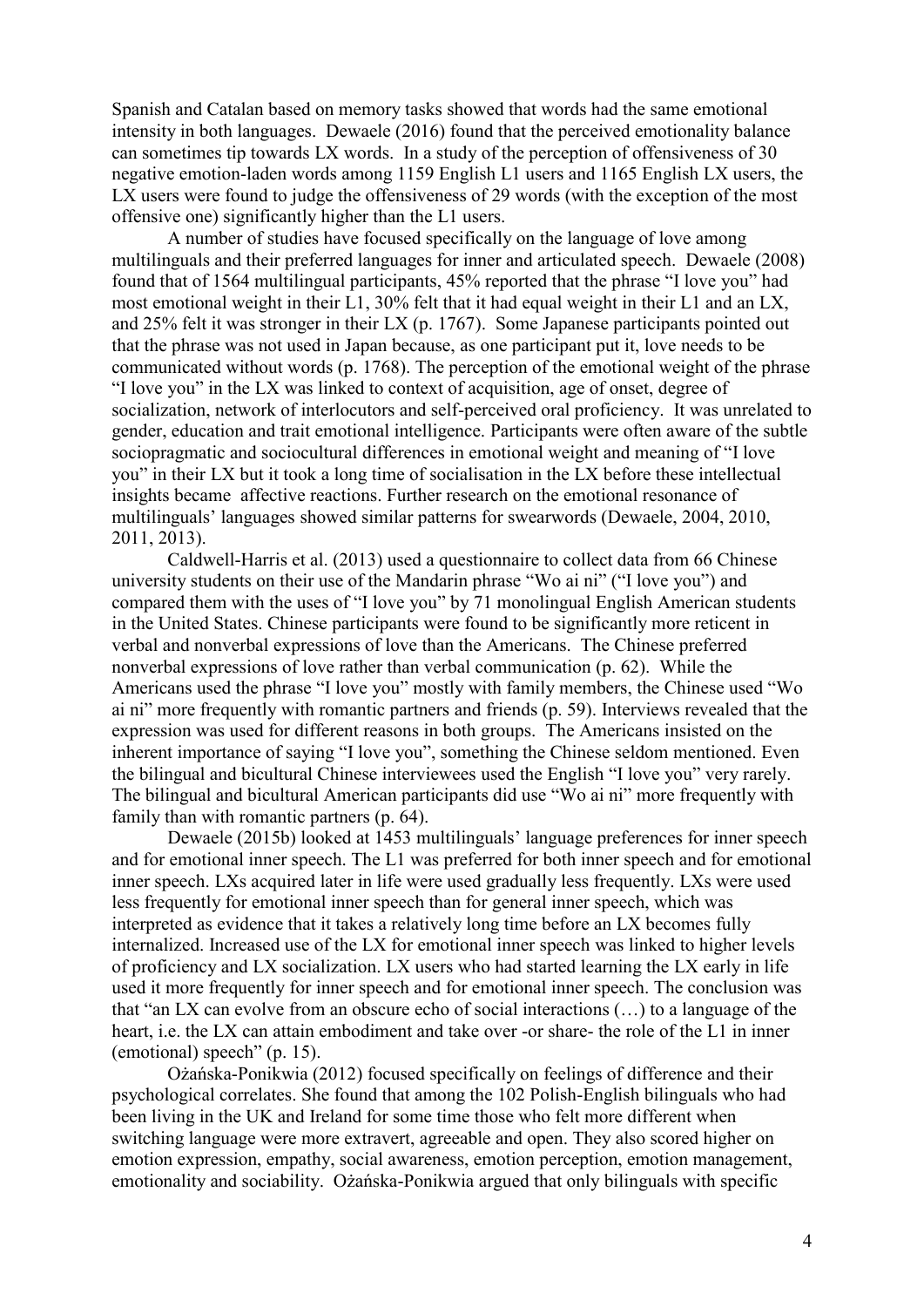Spanish and Catalan based on memory tasks showed that words had the same emotional intensity in both languages. Dewaele (2016) found that the perceived emotionality balance can sometimes tip towards LX words. In a study of the perception of offensiveness of 30 negative emotion-laden words among 1159 English L1 users and 1165 English LX users, the LX users were found to judge the offensiveness of 29 words (with the exception of the most offensive one) significantly higher than the L1 users.

A number of studies have focused specifically on the language of love among multilinguals and their preferred languages for inner and articulated speech. Dewaele (2008) found that of 1564 multilingual participants, 45% reported that the phrase "I love you" had most emotional weight in their L1, 30% felt that it had equal weight in their L1 and an LX, and 25% felt it was stronger in their LX (p. 1767). Some Japanese participants pointed out that the phrase was not used in Japan because, as one participant put it, love needs to be communicated without words (p. 1768). The perception of the emotional weight of the phrase "I love you" in the LX was linked to context of acquisition, age of onset, degree of socialization, network of interlocutors and self-perceived oral proficiency. It was unrelated to gender, education and trait emotional intelligence. Participants were often aware of the subtle sociopragmatic and sociocultural differences in emotional weight and meaning of "I love you" in their LX but it took a long time of socialisation in the LX before these intellectual insights became affective reactions. Further research on the emotional resonance of multilinguals' languages showed similar patterns for swearwords (Dewaele, 2004, 2010, 2011, 2013).

Caldwell-Harris et al. (2013) used a questionnaire to collect data from 66 Chinese university students on their use of the Mandarin phrase "Wo ai ni" ("I love you") and compared them with the uses of "I love you" by 71 monolingual English American students in the United States. Chinese participants were found to be significantly more reticent in verbal and nonverbal expressions of love than the Americans. The Chinese preferred nonverbal expressions of love rather than verbal communication (p. 62). While the Americans used the phrase "I love you" mostly with family members, the Chinese used "Wo ai ni" more frequently with romantic partners and friends (p. 59). Interviews revealed that the expression was used for different reasons in both groups. The Americans insisted on the inherent importance of saying "I love you", something the Chinese seldom mentioned. Even the bilingual and bicultural Chinese interviewees used the English "I love you" very rarely. The bilingual and bicultural American participants did use "Wo ai ni" more frequently with family than with romantic partners (p. 64).

Dewaele (2015b) looked at 1453 multilinguals' language preferences for inner speech and for emotional inner speech. The L1 was preferred for both inner speech and for emotional inner speech. LXs acquired later in life were used gradually less frequently. LXs were used less frequently for emotional inner speech than for general inner speech, which was interpreted as evidence that it takes a relatively long time before an LX becomes fully internalized. Increased use of the LX for emotional inner speech was linked to higher levels of proficiency and LX socialization. LX users who had started learning the LX early in life used it more frequently for inner speech and for emotional inner speech. The conclusion was that "an LX can evolve from an obscure echo of social interactions (…) to a language of the heart, i.e. the LX can attain embodiment and take over -or share- the role of the L1 in inner (emotional) speech" (p. 15).

Ożańska-Ponikwia (2012) focused specifically on feelings of difference and their psychological correlates. She found that among the 102 Polish-English bilinguals who had been living in the UK and Ireland for some time those who felt more different when switching language were more extravert, agreeable and open. They also scored higher on emotion expression, empathy, social awareness, emotion perception, emotion management, emotionality and sociability. Ożańska-Ponikwia argued that only bilinguals with specific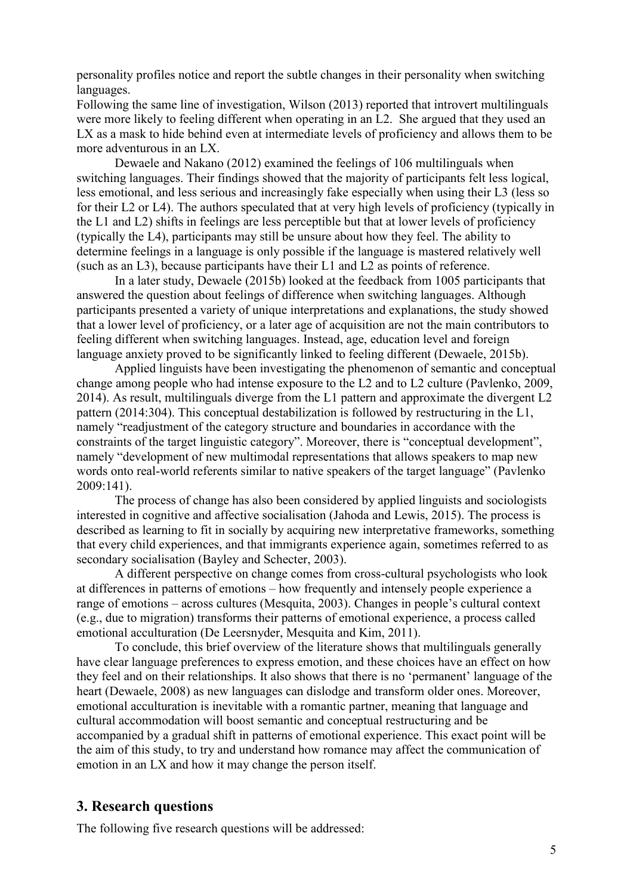personality profiles notice and report the subtle changes in their personality when switching languages.

Following the same line of investigation, Wilson (2013) reported that introvert multilinguals were more likely to feeling different when operating in an L2. She argued that they used an LX as a mask to hide behind even at intermediate levels of proficiency and allows them to be more adventurous in an LX.

Dewaele and Nakano (2012) examined the feelings of 106 multilinguals when switching languages. Their findings showed that the majority of participants felt less logical, less emotional, and less serious and increasingly fake especially when using their L3 (less so for their L2 or L4). The authors speculated that at very high levels of proficiency (typically in the L1 and L2) shifts in feelings are less perceptible but that at lower levels of proficiency (typically the L4), participants may still be unsure about how they feel. The ability to determine feelings in a language is only possible if the language is mastered relatively well (such as an L3), because participants have their L1 and L2 as points of reference.

In a later study, Dewaele (2015b) looked at the feedback from 1005 participants that answered the question about feelings of difference when switching languages. Although participants presented a variety of unique interpretations and explanations, the study showed that a lower level of proficiency, or a later age of acquisition are not the main contributors to feeling different when switching languages. Instead, age, education level and foreign language anxiety proved to be significantly linked to feeling different (Dewaele, 2015b).

Applied linguists have been investigating the phenomenon of semantic and conceptual change among people who had intense exposure to the L2 and to L2 culture (Pavlenko, 2009, 2014). As result, multilinguals diverge from the L1 pattern and approximate the divergent L2 pattern (2014:304). This conceptual destabilization is followed by restructuring in the L1, namely "readjustment of the category structure and boundaries in accordance with the constraints of the target linguistic category". Moreover, there is "conceptual development", namely "development of new multimodal representations that allows speakers to map new words onto real-world referents similar to native speakers of the target language" (Pavlenko 2009:141).

The process of change has also been considered by applied linguists and sociologists interested in cognitive and affective socialisation (Jahoda and Lewis, 2015). The process is described as learning to fit in socially by acquiring new interpretative frameworks, something that every child experiences, and that immigrants experience again, sometimes referred to as secondary socialisation (Bayley and Schecter, 2003).

A different perspective on change comes from cross-cultural psychologists who look at differences in patterns of emotions – how frequently and intensely people experience a range of emotions – across cultures (Mesquita, 2003). Changes in people's cultural context (e.g., due to migration) transforms their patterns of emotional experience, a process called emotional acculturation (De Leersnyder, Mesquita and Kim, 2011).

To conclude, this brief overview of the literature shows that multilinguals generally have clear language preferences to express emotion, and these choices have an effect on how they feel and on their relationships. It also shows that there is no 'permanent' language of the heart (Dewaele, 2008) as new languages can dislodge and transform older ones. Moreover, emotional acculturation is inevitable with a romantic partner, meaning that language and cultural accommodation will boost semantic and conceptual restructuring and be accompanied by a gradual shift in patterns of emotional experience. This exact point will be the aim of this study, to try and understand how romance may affect the communication of emotion in an LX and how it may change the person itself.

## 3. Research questions

The following five research questions will be addressed: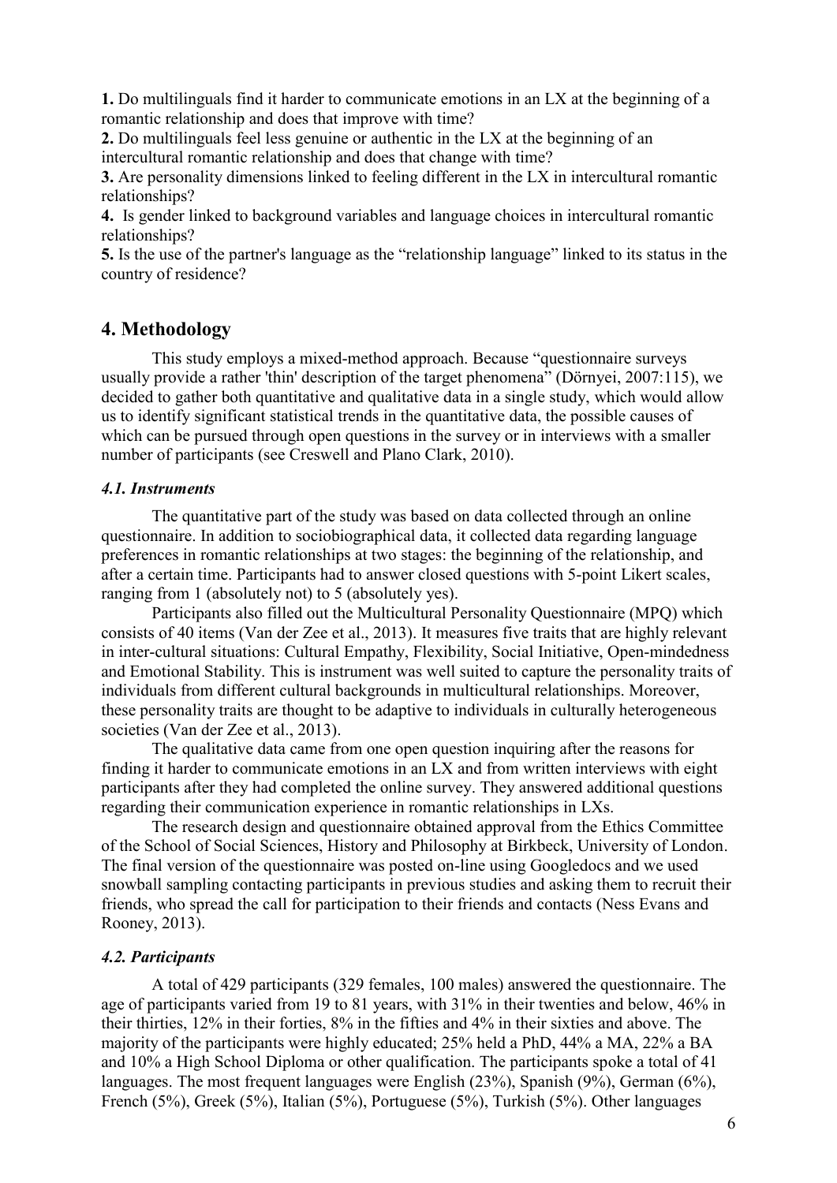**1.** Do multilinguals find it harder to communicate emotions in an LX at the beginning of a romantic relationship and does that improve with time?

**2.** Do multilinguals feel less genuine or authentic in the LX at the beginning of an intercultural romantic relationship and does that change with time?

**3.** Are personality dimensions linked to feeling different in the LX in intercultural romantic relationships?

**4.** Is gender linked to background variables and language choices in intercultural romantic relationships?

**5.** Is the use of the partner's language as the "relationship language" linked to its status in the country of residence?

## 4. Methodology

This study employs a mixed-method approach. Because "questionnaire surveys usually provide a rather 'thin' description of the target phenomena" (Dörnyei, 2007:115), we decided to gather both quantitative and qualitative data in a single study, which would allow us to identify significant statistical trends in the quantitative data, the possible causes of which can be pursued through open questions in the survey or in interviews with a smaller number of participants (see Creswell and Plano Clark, 2010).

### *4.1. Instruments*

The quantitative part of the study was based on data collected through an online questionnaire. In addition to sociobiographical data, it collected data regarding language preferences in romantic relationships at two stages: the beginning of the relationship, and after a certain time. Participants had to answer closed questions with 5-point Likert scales, ranging from 1 (absolutely not) to 5 (absolutely yes).

Participants also filled out the Multicultural Personality Questionnaire (MPQ) which consists of 40 items (Van der Zee et al., 2013). It measures five traits that are highly relevant in inter-cultural situations: Cultural Empathy, Flexibility, Social Initiative, Open-mindedness and Emotional Stability. This is instrument was well suited to capture the personality traits of individuals from different cultural backgrounds in multicultural relationships. Moreover, these personality traits are thought to be adaptive to individuals in culturally heterogeneous societies (Van der Zee et al., 2013).

The qualitative data came from one open question inquiring after the reasons for finding it harder to communicate emotions in an LX and from written interviews with eight participants after they had completed the online survey. They answered additional questions regarding their communication experience in romantic relationships in LXs.

The research design and questionnaire obtained approval from the Ethics Committee of the School of Social Sciences, History and Philosophy at Birkbeck, University of London. The final version of the questionnaire was posted on-line using Googledocs and we used snowball sampling contacting participants in previous studies and asking them to recruit their friends, who spread the call for participation to their friends and contacts (Ness Evans and Rooney, 2013).

### *4.2. Participants*

A total of 429 participants (329 females, 100 males) answered the questionnaire. The age of participants varied from 19 to 81 years, with 31% in their twenties and below, 46% in their thirties, 12% in their forties, 8% in the fifties and 4% in their sixties and above. The majority of the participants were highly educated; 25% held a PhD, 44% a MA, 22% a BA and 10% a High School Diploma or other qualification. The participants spoke a total of 41 languages. The most frequent languages were English (23%), Spanish (9%), German (6%), French (5%), Greek (5%), Italian (5%), Portuguese (5%), Turkish (5%). Other languages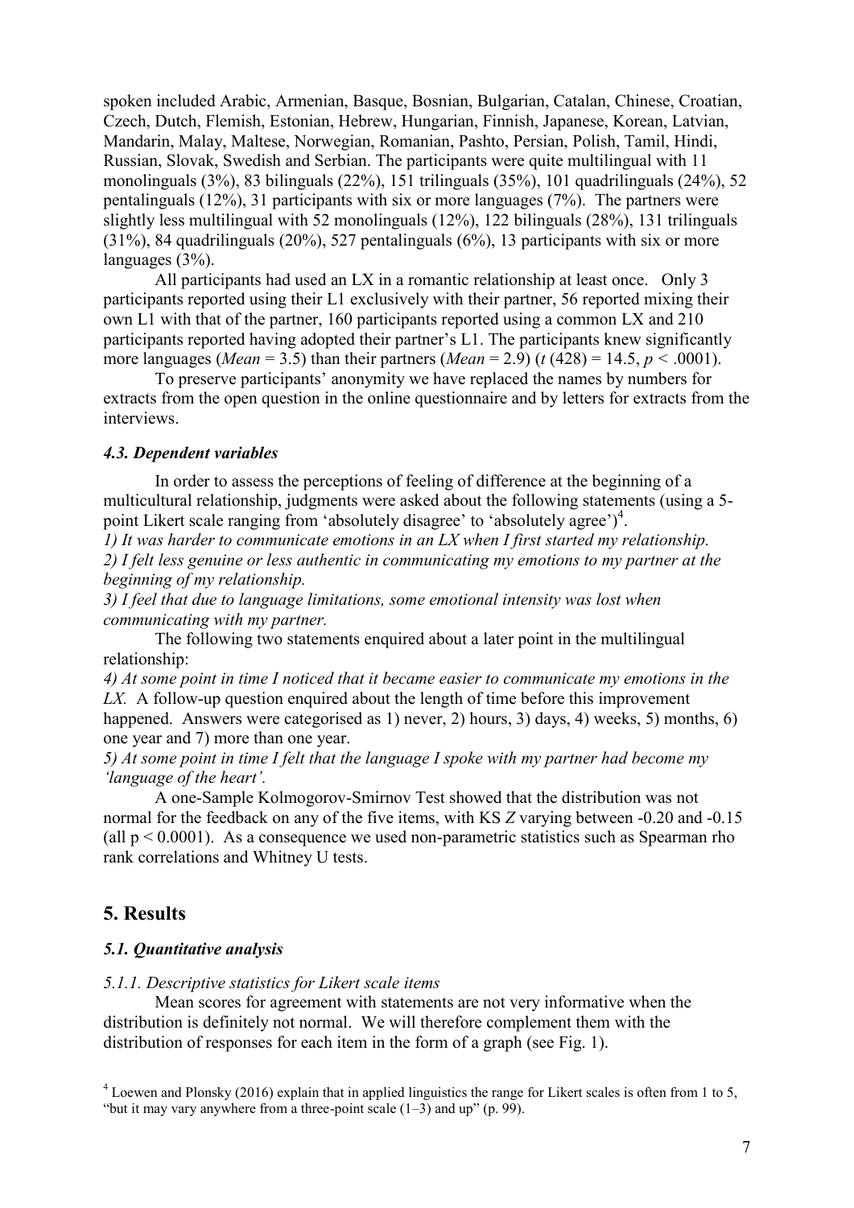spoken included Arabic, Armenian, Basque, Bosnian, Bulgarian, Catalan, Chinese, Croatian, Czech, Dutch, Flemish, Estonian, Hebrew, Hungarian, Finnish, Japanese, Korean, Latvian, Mandarin, Malay, Maltese, Norwegian, Romanian, Pashto, Persian, Polish, Tamil, Hindi, Russian, Slovak, Swedish and Serbian. The participants were quite multilingual with 11 monolinguals (3%), 83 bilinguals (22%), 151 trilinguals (35%), 101 quadrilinguals (24%), 52 pentalinguals (12%), 31 participants with six or more languages (7%). The partners were slightly less multilingual with 52 monolinguals (12%), 122 bilinguals (28%), 131 trilinguals (31%), 84 quadrilinguals (20%), 527 pentalinguals (6%), 13 participants with six or more languages (3%).

All participants had used an LX in a romantic relationship at least once. Only 3 participants reported using their L1 exclusively with their partner, 56 reported mixing their own L1 with that of the partner, 160 participants reported using a common LX and 210 participants reported having adopted their partner's L1. The participants knew significantly more languages (*Mean* = 3.5) than their partners (*Mean* = 2.9) ($t$ (428) = 14.5, $p < .0001$).

To preserve participants' anonymity we have replaced the names by numbers for extracts from the open question in the online questionnaire and by letters for extracts from the interviews.

### *4.3. Dependent variables*

In order to assess the perceptions of feeling of difference at the beginning of a multicultural relationship, judgments were asked about the following statements (using a 5-point Likert scale ranging from 'absolutely disagree' to 'absolutely agree')[4].

*1) It was harder to communicate emotions in an LX when I first started my relationship.*
*2) I felt less genuine or less authentic in communicating my emotions to my partner at the beginning of my relationship.*
*3) I feel that due to language limitations, some emotional intensity was lost when communicating with my partner.*

The following two statements enquired about a later point in the multilingual relationship:

*4) At some point in time I noticed that it became easier to communicate my emotions in the LX.* A follow-up question enquired about the length of time before this improvement happened. Answers were categorised as 1) never, 2) hours, 3) days, 4) weeks, 5) months, 6) one year and 7) more than one year.
*5) At some point in time I felt that the language I spoke with my partner had become my 'language of the heart'.*

A one-Sample Kolmogorov-Smirnov Test showed that the distribution was not normal for the feedback on any of the five items, with KS $Z$ varying between -0.20 and -0.15 (all $p < 0.0001$). As a consequence we used non-parametric statistics such as Spearman rho rank correlations and Whitney U tests.

## 5. Results

### *5.1. Quantitative analysis*

*5.1.1. Descriptive statistics for Likert scale items*

Mean scores for agreement with statements are not very informative when the distribution is definitely not normal. We will therefore complement them with the distribution of responses for each item in the form of a graph (see Fig. 1).

[4] Loewen and Plonsky (2016) explain that in applied linguistics the range for Likert scales is often from 1 to 5, "but it may vary anywhere from a three-point scale (1–3) and up" (p. 99).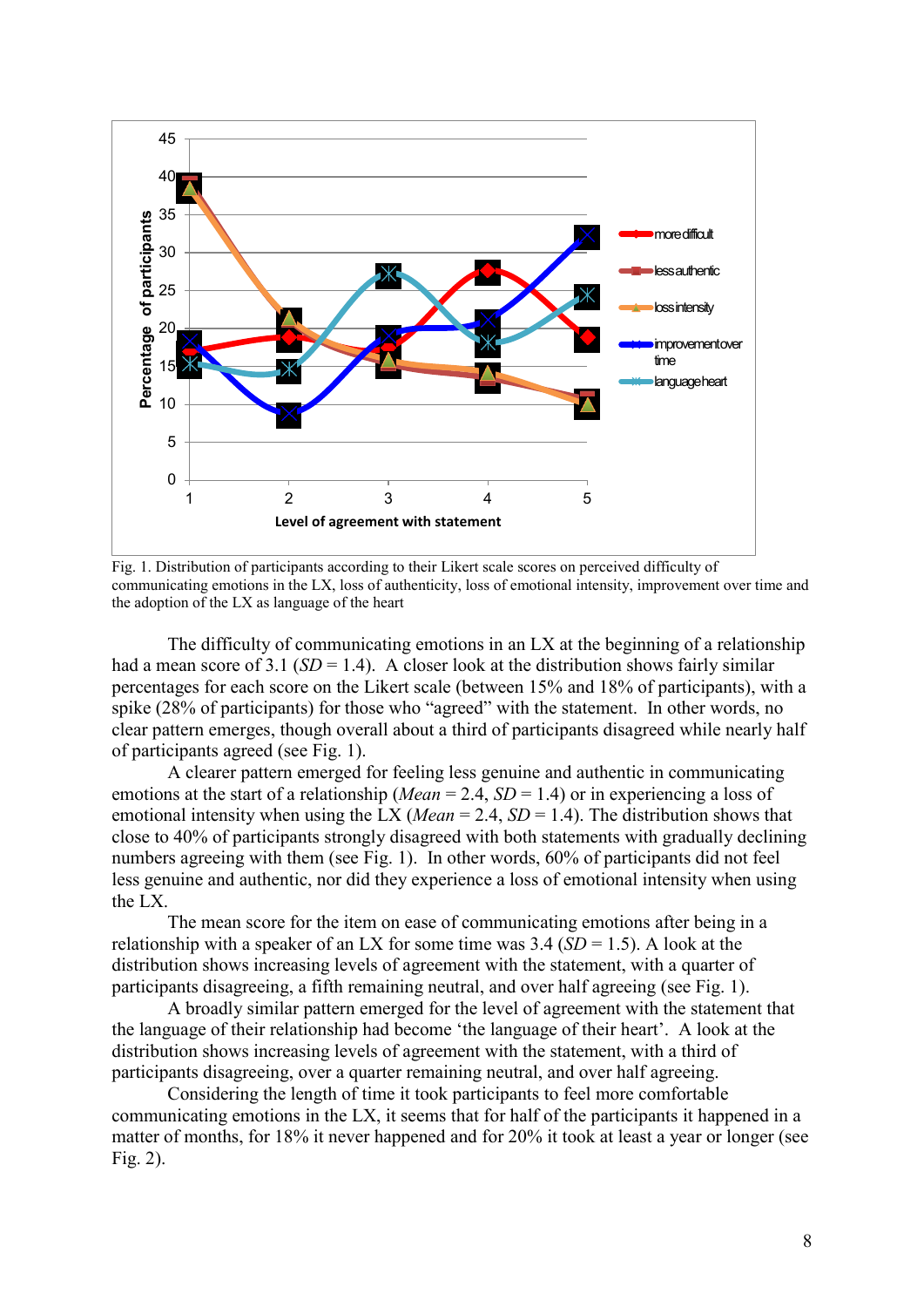Fig. 1. Distribution of participants according to their Likert scale scores on perceived difficulty of communicating emotions in the LX, loss of authenticity, loss of emotional intensity, improvement over time and the adoption of the LX as language of the heart

The difficulty of communicating emotions in an LX at the beginning of a relationship had a mean score of 3.1 (*SD* = 1.4). A closer look at the distribution shows fairly similar percentages for each score on the Likert scale (between 15% and 18% of participants), with a spike (28% of participants) for those who "agreed" with the statement. In other words, no clear pattern emerges, though overall about a third of participants disagreed while nearly half of participants agreed (see Fig. 1).

A clearer pattern emerged for feeling less genuine and authentic in communicating emotions at the start of a relationship (*Mean* = 2.4, *SD* = 1.4) or in experiencing a loss of emotional intensity when using the LX (*Mean* = 2.4, *SD* = 1.4). The distribution shows that close to 40% of participants strongly disagreed with both statements with gradually declining numbers agreeing with them (see Fig. 1). In other words, 60% of participants did not feel less genuine and authentic, nor did they experience a loss of emotional intensity when using the LX.

The mean score for the item on ease of communicating emotions after being in a relationship with a speaker of an LX for some time was 3.4 (*SD* = 1.5). A look at the distribution shows increasing levels of agreement with the statement, with a quarter of participants disagreeing, a fifth remaining neutral, and over half agreeing (see Fig. 1).

A broadly similar pattern emerged for the level of agreement with the statement that the language of their relationship had become 'the language of their heart'. A look at the distribution shows increasing levels of agreement with the statement, with a third of participants disagreeing, over a quarter remaining neutral, and over half agreeing.

Considering the length of time it took participants to feel more comfortable communicating emotions in the LX, it seems that for half of the participants it happened in a matter of months, for 18% it never happened and for 20% it took at least a year or longer (see Fig. 2).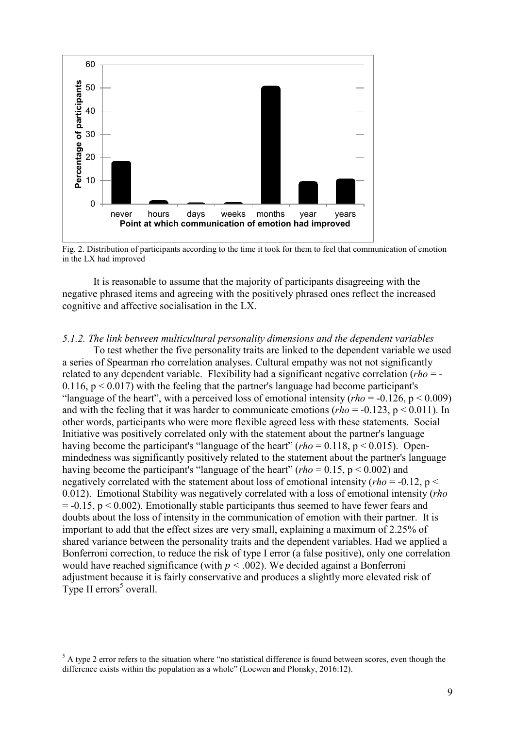Fig. 2. Distribution of participants according to the time it took for them to feel that communication of emotion in the LX had improved

It is reasonable to assume that the majority of participants disagreeing with the negative phrased items and agreeing with the positively phrased ones reflect the increased cognitive and affective socialisation in the LX.

*5.1.2. The link between multicultural personality dimensions and the dependent variables*

To test whether the five personality traits are linked to the dependent variable we used a series of Spearman rho correlation analyses. Cultural empathy was not not significantly related to any dependent variable. Flexibility had a significant negative correlation (*rho* = -0.116, $p < 0.017$) with the feeling that the partner's language had become participant's "language of the heart", with a perceived loss of emotional intensity (*rho* = -0.126, $p < 0.009$) and with the feeling that it was harder to communicate emotions (*rho* = -0.123, $p < 0.011$). In other words, participants who were more flexible agreed less with these statements. Social Initiative was positively correlated only with the statement about the partner's language having become the participant's "language of the heart" (*rho* = 0.118, $p < 0.015$). Open-mindedness was significantly positively related to the statement about the partner's language having become the participant's "language of the heart" (*rho* = 0.15, $p < 0.002$) and negatively correlated with the statement about loss of emotional intensity (*rho* = -0.12, $p < 0.012$). Emotional Stability was negatively correlated with a loss of emotional intensity (*rho* = -0.15, $p < 0.002$). Emotionally stable participants thus seemed to have fewer fears and doubts about the loss of intensity in the communication of emotion with their partner. It is important to add that the effect sizes are very small, explaining a maximum of 2.25% of shared variance between the personality traits and the dependent variables. Had we applied a Bonferroni correction, to reduce the risk of type I error (a false positive), only one correlation would have reached significance (with $p < .002$). We decided against a Bonferroni adjustment because it is fairly conservative and produces a slightly more elevated risk of Type II errors[5] overall.

[5] A type 2 error refers to the situation where "no statistical difference is found between scores, even though the difference exists within the population as a whole" (Loewen and Plonsky, 2016:12).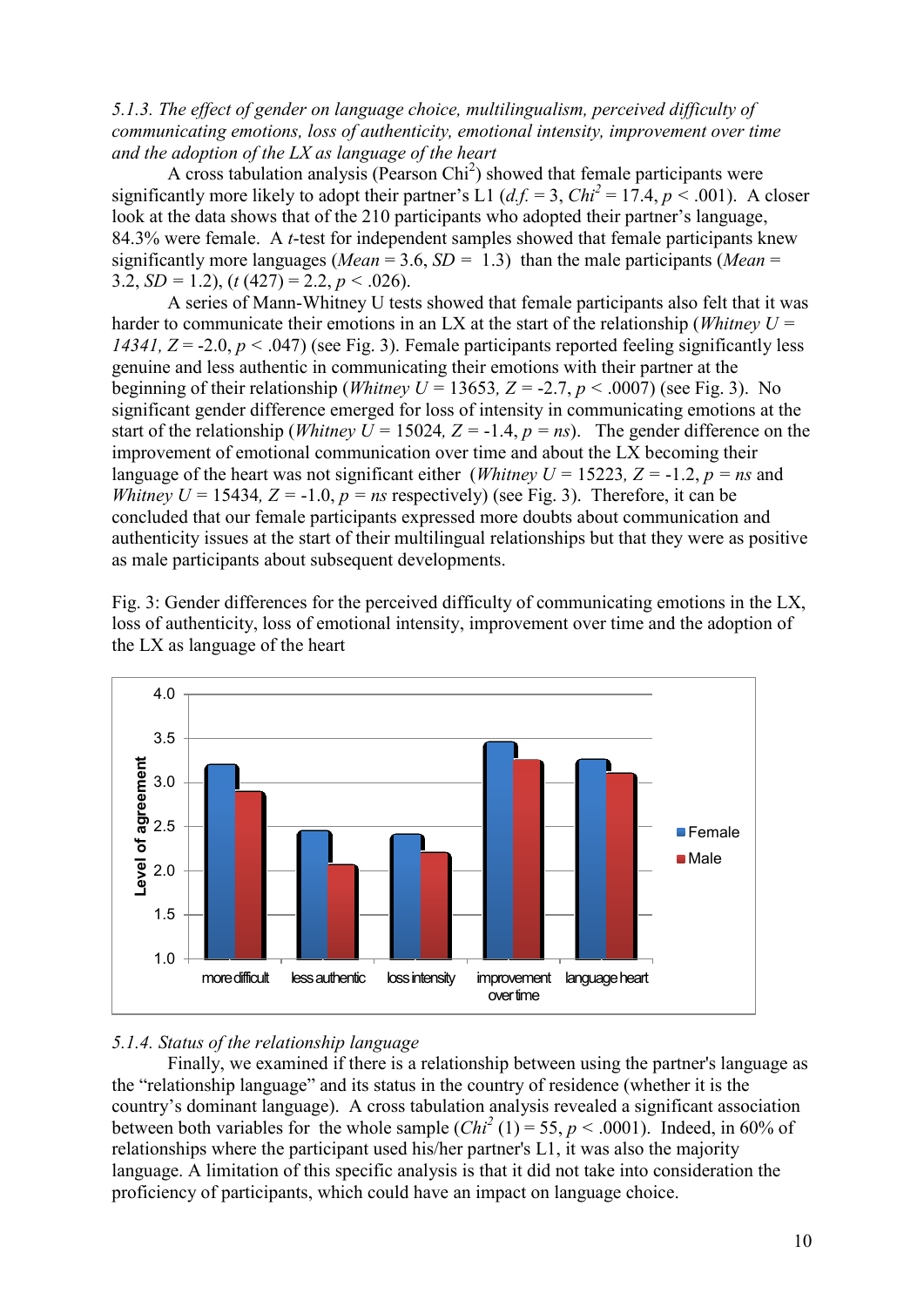*5.1.3. The effect of gender on language choice, multilingualism, perceived difficulty of communicating emotions, loss of authenticity, emotional intensity, improvement over time and the adoption of the LX as language of the heart*

A cross tabulation analysis (Pearson Chi$^2$) showed that female participants were significantly more likely to adopt their partner's L1 ($d.f. = 3$, $Chi^2 = 17.4$, $p < .001$). A closer look at the data shows that of the 210 participants who adopted their partner's language, 84.3% were female. A *t*-test for independent samples showed that female participants knew significantly more languages ($Mean = 3.6$, $SD = 1.3$) than the male participants ($Mean = 3.2$, $SD = 1.2$), ($t\,(427) = 2.2$, $p < .026$).

A series of Mann-Whitney U tests showed that female participants also felt that it was harder to communicate their emotions in an LX at the start of the relationship (*Whitney* $U = 14341$, $Z = -2.0$, $p < .047$) (see Fig. 3). Female participants reported feeling significantly less genuine and less authentic in communicating their emotions with their partner at the beginning of their relationship (*Whitney* $U = 13653$, $Z = -2.7$, $p < .0007$) (see Fig. 3). No significant gender difference emerged for loss of intensity in communicating emotions at the start of the relationship (*Whitney* $U = 15024$, $Z = -1.4$, $p = ns$). The gender difference on the improvement of emotional communication over time and about the LX becoming their language of the heart was not significant either (*Whitney* $U = 15223$, $Z = -1.2$, $p = ns$ and *Whitney* $U = 15434$, $Z = -1.0$, $p = ns$ respectively) (see Fig. 3). Therefore, it can be concluded that our female participants expressed more doubts about communication and authenticity issues at the start of their multilingual relationships but that they were as positive as male participants about subsequent developments.

Fig. 3: Gender differences for the perceived difficulty of communicating emotions in the LX, loss of authenticity, loss of emotional intensity, improvement over time and the adoption of the LX as language of the heart

*5.1.4. Status of the relationship language*

Finally, we examined if there is a relationship between using the partner's language as the "relationship language" and its status in the country of residence (whether it is the country's dominant language). A cross tabulation analysis revealed a significant association between both variables for the whole sample ($Chi^2\,(1) = 55$, $p < .0001$). Indeed, in 60% of relationships where the participant used his/her partner's L1, it was also the majority language. A limitation of this specific analysis is that it did not take into consideration the proficiency of participants, which could have an impact on language choice.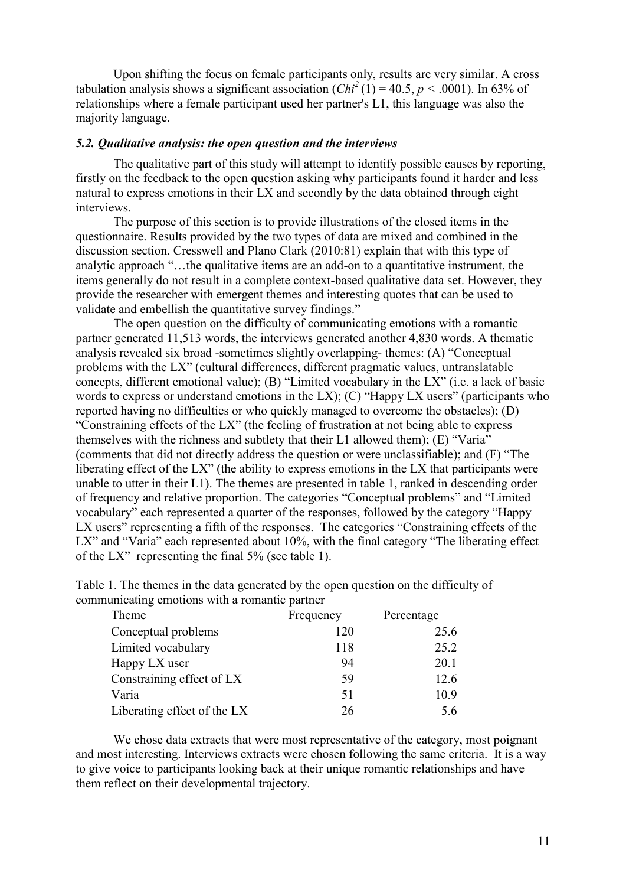Upon shifting the focus on female participants only, results are very similar. A cross tabulation analysis shows a significant association ($Chi^2$ (1) = 40.5, $p < .0001$). In 63% of relationships where a female participant used her partner's L1, this language was also the majority language.

### *5.2. Qualitative analysis: the open question and the interviews*

The qualitative part of this study will attempt to identify possible causes by reporting, firstly on the feedback to the open question asking why participants found it harder and less natural to express emotions in their LX and secondly by the data obtained through eight interviews.

The purpose of this section is to provide illustrations of the closed items in the questionnaire. Results provided by the two types of data are mixed and combined in the discussion section. Cresswell and Plano Clark (2010:81) explain that with this type of analytic approach "…the qualitative items are an add-on to a quantitative instrument, the items generally do not result in a complete context-based qualitative data set. However, they provide the researcher with emergent themes and interesting quotes that can be used to validate and embellish the quantitative survey findings."

The open question on the difficulty of communicating emotions with a romantic partner generated 11,513 words, the interviews generated another 4,830 words. A thematic analysis revealed six broad -sometimes slightly overlapping- themes: (A) "Conceptual problems with the LX" (cultural differences, different pragmatic values, untranslatable concepts, different emotional value); (B) "Limited vocabulary in the LX" (i.e. a lack of basic words to express or understand emotions in the LX); (C) "Happy LX users" (participants who reported having no difficulties or who quickly managed to overcome the obstacles); (D) "Constraining effects of the LX" (the feeling of frustration at not being able to express themselves with the richness and subtlety that their L1 allowed them); (E) "Varia" (comments that did not directly address the question or were unclassifiable); and (F) "The liberating effect of their LX" (the ability to express emotions in the LX that participants were unable to utter in their L1). The themes are presented in table 1, ranked in descending order of frequency and relative proportion. The categories "Conceptual problems" and "Limited vocabulary" each represented a quarter of the responses, followed by the category "Happy LX users" representing a fifth of the responses. The categories "Constraining effects of the LX" and "Varia" each represented about 10%, with the final category "The liberating effect of the LX" representing the final 5% (see table 1).

Table 1. The themes in the data generated by the open question on the difficulty of communicating emotions with a romantic partner

| Theme | Frequency | Percentage |
|---|---:|---:|
| Conceptual problems | 120 | 25.6 |
| Limited vocabulary | 118 | 25.2 |
| Happy LX user | 94 | 20.1 |
| Constraining effect of LX | 59 | 12.6 |
| Varia | 51 | 10.9 |
| Liberating effect of the LX | 26 | 5.6 |

We chose data extracts that were most representative of the category, most poignant and most interesting. Interviews extracts were chosen following the same criteria. It is a way to give voice to participants looking back at their unique romantic relationships and have them reflect on their developmental trajectory.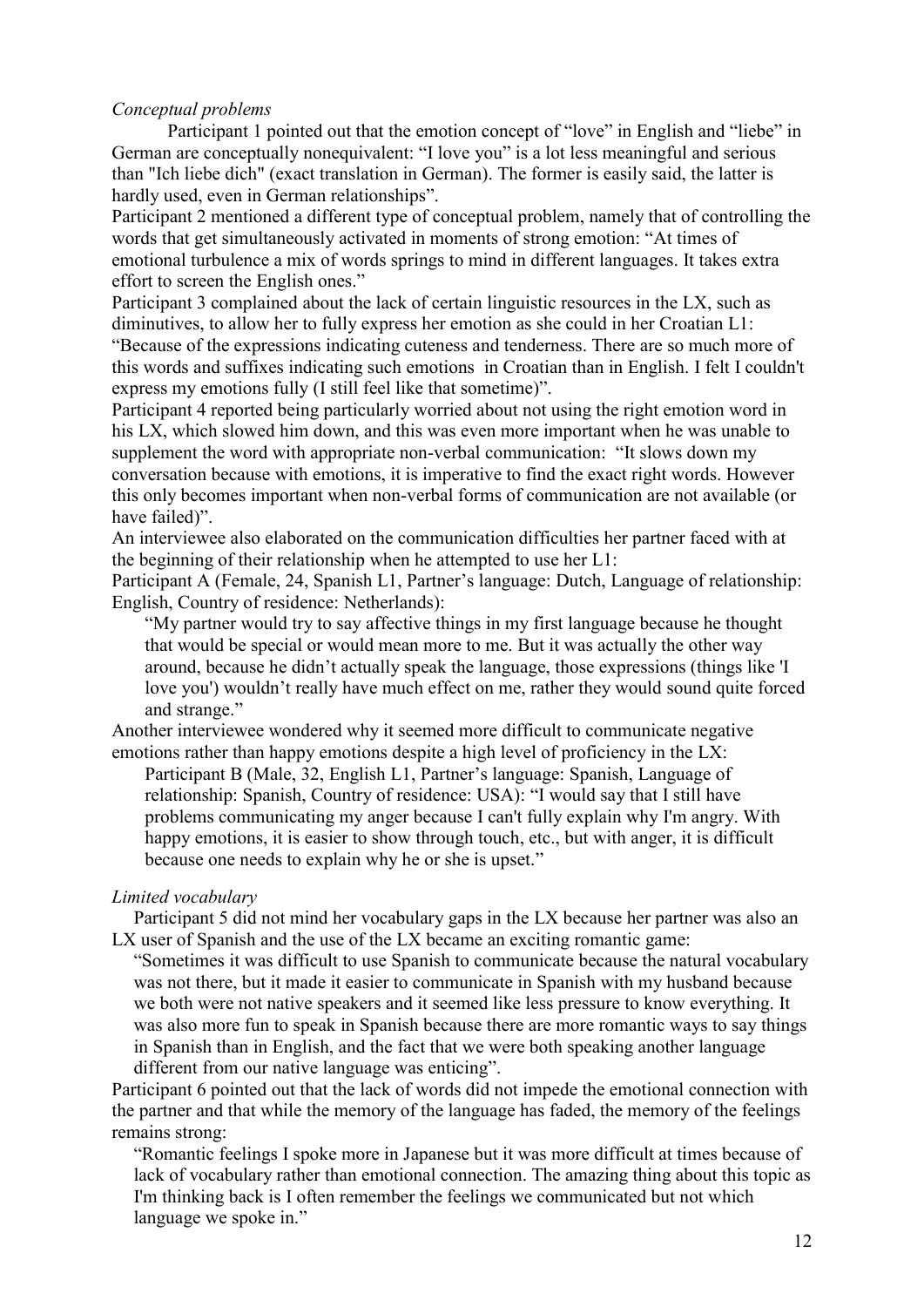*Conceptual problems*

Participant 1 pointed out that the emotion concept of "love" in English and "liebe" in German are conceptually nonequivalent: "I love you" is a lot less meaningful and serious than "Ich liebe dich" (exact translation in German). The former is easily said, the latter is hardly used, even in German relationships".

Participant 2 mentioned a different type of conceptual problem, namely that of controlling the words that get simultaneously activated in moments of strong emotion: "At times of emotional turbulence a mix of words springs to mind in different languages. It takes extra effort to screen the English ones."

Participant 3 complained about the lack of certain linguistic resources in the LX, such as diminutives, to allow her to fully express her emotion as she could in her Croatian L1: "Because of the expressions indicating cuteness and tenderness. There are so much more of this words and suffixes indicating such emotions in Croatian than in English. I felt I couldn't express my emotions fully (I still feel like that sometime)".

Participant 4 reported being particularly worried about not using the right emotion word in his LX, which slowed him down, and this was even more important when he was unable to supplement the word with appropriate non-verbal communication: "It slows down my conversation because with emotions, it is imperative to find the exact right words. However this only becomes important when non-verbal forms of communication are not available (or have failed)".

An interviewee also elaborated on the communication difficulties her partner faced with at the beginning of their relationship when he attempted to use her L1:

Participant A (Female, 24, Spanish L1, Partner's language: Dutch, Language of relationship: English, Country of residence: Netherlands):

> "My partner would try to say affective things in my first language because he thought that would be special or would mean more to me. But it was actually the other way around, because he didn't actually speak the language, those expressions (things like 'I love you') wouldn't really have much effect on me, rather they would sound quite forced and strange."

Another interviewee wondered why it seemed more difficult to communicate negative emotions rather than happy emotions despite a high level of proficiency in the LX:

> Participant B (Male, 32, English L1, Partner's language: Spanish, Language of relationship: Spanish, Country of residence: USA): "I would say that I still have problems communicating my anger because I can't fully explain why I'm angry. With happy emotions, it is easier to show through touch, etc., but with anger, it is difficult because one needs to explain why he or she is upset."

*Limited vocabulary*

Participant 5 did not mind her vocabulary gaps in the LX because her partner was also an LX user of Spanish and the use of the LX became an exciting romantic game:

> "Sometimes it was difficult to use Spanish to communicate because the natural vocabulary was not there, but it made it easier to communicate in Spanish with my husband because we both were not native speakers and it seemed like less pressure to know everything. It was also more fun to speak in Spanish because there are more romantic ways to say things in Spanish than in English, and the fact that we were both speaking another language different from our native language was enticing".

Participant 6 pointed out that the lack of words did not impede the emotional connection with the partner and that while the memory of the language has faded, the memory of the feelings remains strong:

> "Romantic feelings I spoke more in Japanese but it was more difficult at times because of lack of vocabulary rather than emotional connection. The amazing thing about this topic as I'm thinking back is I often remember the feelings we communicated but not which language we spoke in."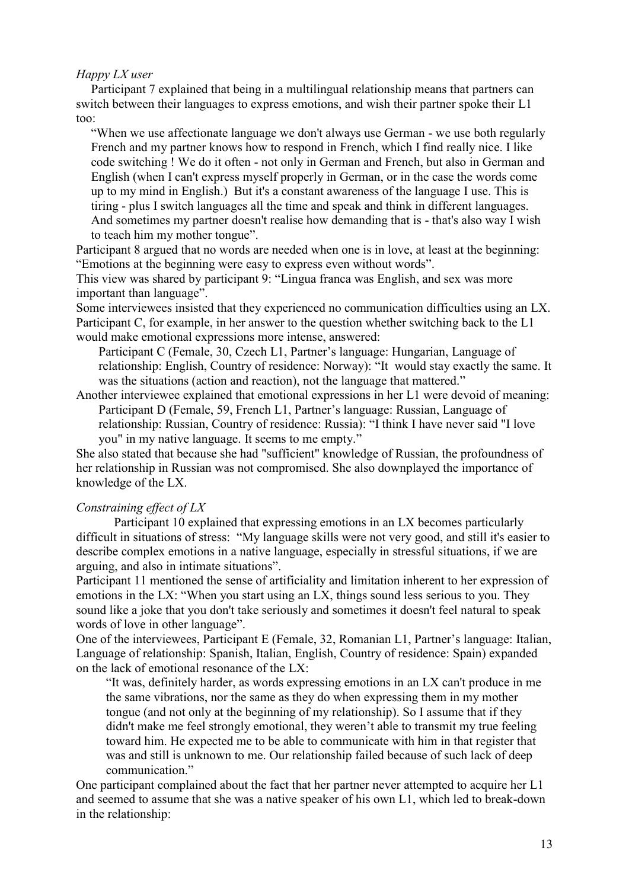*Happy LX user*

Participant 7 explained that being in a multilingual relationship means that partners can switch between their languages to express emotions, and wish their partner spoke their L1 too:

> "When we use affectionate language we don't always use German - we use both regularly French and my partner knows how to respond in French, which I find really nice. I like code switching ! We do it often - not only in German and French, but also in German and English (when I can't express myself properly in German, or in the case the words come up to my mind in English.) But it's a constant awareness of the language I use. This is tiring - plus I switch languages all the time and speak and think in different languages. And sometimes my partner doesn't realise how demanding that is - that's also way I wish to teach him my mother tongue".

Participant 8 argued that no words are needed when one is in love, at least at the beginning: "Emotions at the beginning were easy to express even without words".

This view was shared by participant 9: "Lingua franca was English, and sex was more important than language".

Some interviewees insisted that they experienced no communication difficulties using an LX. Participant C, for example, in her answer to the question whether switching back to the L1 would make emotional expressions more intense, answered:

> Participant C (Female, 30, Czech L1, Partner's language: Hungarian, Language of relationship: English, Country of residence: Norway): "It would stay exactly the same. It was the situations (action and reaction), not the language that mattered."

Another interviewee explained that emotional expressions in her L1 were devoid of meaning:

> Participant D (Female, 59, French L1, Partner's language: Russian, Language of relationship: Russian, Country of residence: Russia): "I think I have never said "I love you" in my native language. It seems to me empty."

She also stated that because she had "sufficient" knowledge of Russian, the profoundness of her relationship in Russian was not compromised. She also downplayed the importance of knowledge of the LX.

*Constraining effect of LX*

Participant 10 explained that expressing emotions in an LX becomes particularly difficult in situations of stress: "My language skills were not very good, and still it's easier to describe complex emotions in a native language, especially in stressful situations, if we are arguing, and also in intimate situations".

Participant 11 mentioned the sense of artificiality and limitation inherent to her expression of emotions in the LX: "When you start using an LX, things sound less serious to you. They sound like a joke that you don't take seriously and sometimes it doesn't feel natural to speak words of love in other language".

One of the interviewees, Participant E (Female, 32, Romanian L1, Partner's language: Italian, Language of relationship: Spanish, Italian, English, Country of residence: Spain) expanded on the lack of emotional resonance of the LX:

> "It was, definitely harder, as words expressing emotions in an LX can't produce in me the same vibrations, nor the same as they do when expressing them in my mother tongue (and not only at the beginning of my relationship). So I assume that if they didn't make me feel strongly emotional, they weren't able to transmit my true feeling toward him. He expected me to be able to communicate with him in that register that was and still is unknown to me. Our relationship failed because of such lack of deep communication."

One participant complained about the fact that her partner never attempted to acquire her L1 and seemed to assume that she was a native speaker of his own L1, which led to break-down in the relationship: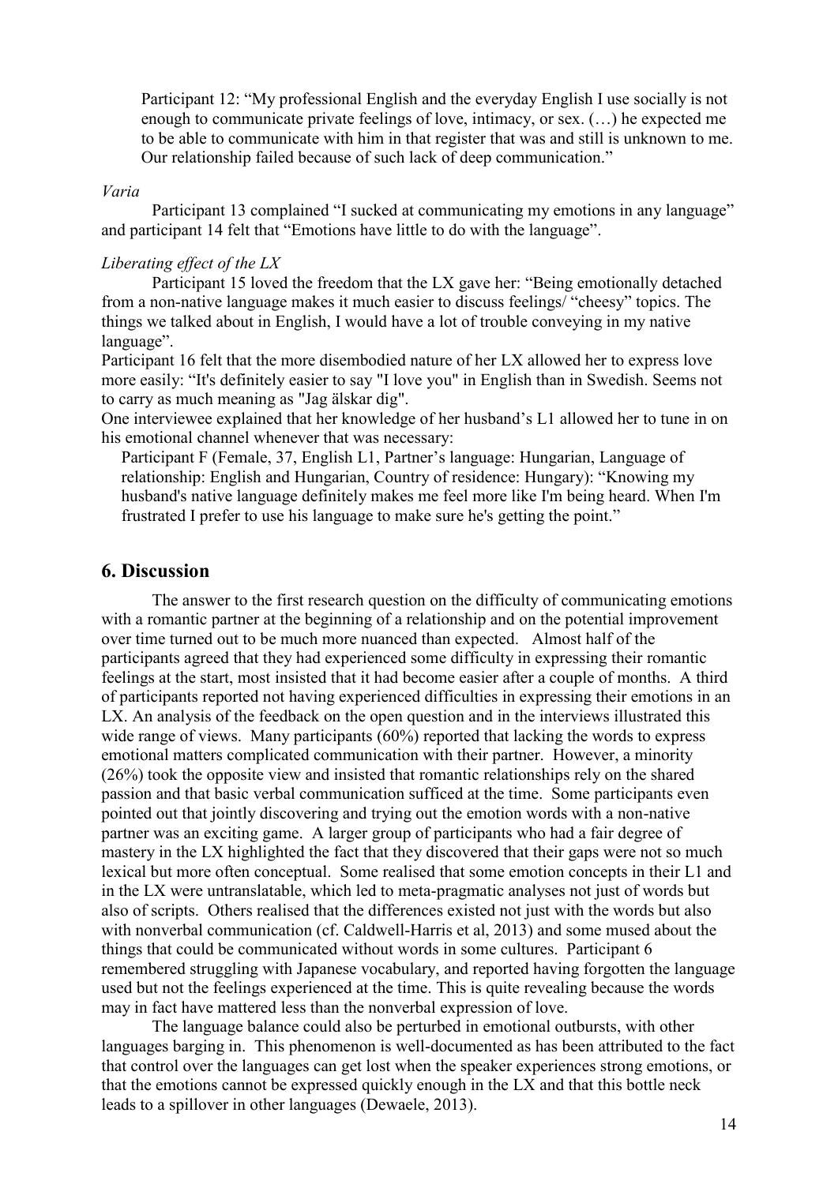Participant 12: "My professional English and the everyday English I use socially is not enough to communicate private feelings of love, intimacy, or sex. (…) he expected me to be able to communicate with him in that register that was and still is unknown to me. Our relationship failed because of such lack of deep communication."

*Varia*

Participant 13 complained "I sucked at communicating my emotions in any language" and participant 14 felt that "Emotions have little to do with the language".

*Liberating effect of the LX*

Participant 15 loved the freedom that the LX gave her: "Being emotionally detached from a non-native language makes it much easier to discuss feelings/ "cheesy" topics. The things we talked about in English, I would have a lot of trouble conveying in my native language".

Participant 16 felt that the more disembodied nature of her LX allowed her to express love more easily: "It's definitely easier to say "I love you" in English than in Swedish. Seems not to carry as much meaning as "Jag älskar dig".

One interviewee explained that her knowledge of her husband's L1 allowed her to tune in on his emotional channel whenever that was necessary:

> Participant F (Female, 37, English L1, Partner's language: Hungarian, Language of relationship: English and Hungarian, Country of residence: Hungary): "Knowing my husband's native language definitely makes me feel more like I'm being heard. When I'm frustrated I prefer to use his language to make sure he's getting the point."

## 6. Discussion

The answer to the first research question on the difficulty of communicating emotions with a romantic partner at the beginning of a relationship and on the potential improvement over time turned out to be much more nuanced than expected. Almost half of the participants agreed that they had experienced some difficulty in expressing their romantic feelings at the start, most insisted that it had become easier after a couple of months. A third of participants reported not having experienced difficulties in expressing their emotions in an LX. An analysis of the feedback on the open question and in the interviews illustrated this wide range of views. Many participants (60%) reported that lacking the words to express emotional matters complicated communication with their partner. However, a minority (26%) took the opposite view and insisted that romantic relationships rely on the shared passion and that basic verbal communication sufficed at the time. Some participants even pointed out that jointly discovering and trying out the emotion words with a non-native partner was an exciting game. A larger group of participants who had a fair degree of mastery in the LX highlighted the fact that they discovered that their gaps were not so much lexical but more often conceptual. Some realised that some emotion concepts in their L1 and in the LX were untranslatable, which led to meta-pragmatic analyses not just of words but also of scripts. Others realised that the differences existed not just with the words but also with nonverbal communication (cf. Caldwell-Harris et al, 2013) and some mused about the things that could be communicated without words in some cultures. Participant 6 remembered struggling with Japanese vocabulary, and reported having forgotten the language used but not the feelings experienced at the time. This is quite revealing because the words may in fact have mattered less than the nonverbal expression of love.

The language balance could also be perturbed in emotional outbursts, with other languages barging in. This phenomenon is well-documented as has been attributed to the fact that control over the languages can get lost when the speaker experiences strong emotions, or that the emotions cannot be expressed quickly enough in the LX and that this bottle neck leads to a spillover in other languages (Dewaele, 2013).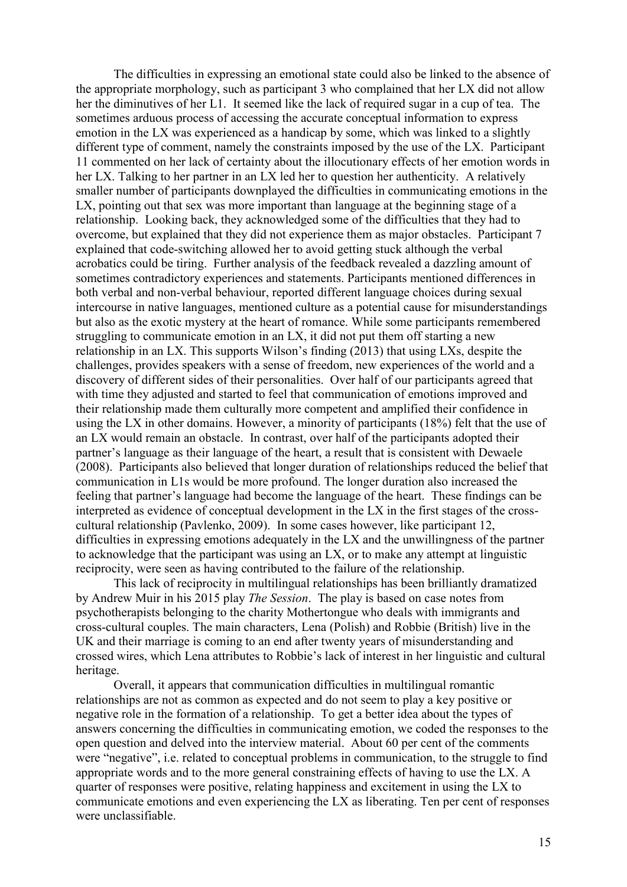The difficulties in expressing an emotional state could also be linked to the absence of the appropriate morphology, such as participant 3 who complained that her LX did not allow her the diminutives of her L1. It seemed like the lack of required sugar in a cup of tea. The sometimes arduous process of accessing the accurate conceptual information to express emotion in the LX was experienced as a handicap by some, which was linked to a slightly different type of comment, namely the constraints imposed by the use of the LX. Participant 11 commented on her lack of certainty about the illocutionary effects of her emotion words in her LX. Talking to her partner in an LX led her to question her authenticity. A relatively smaller number of participants downplayed the difficulties in communicating emotions in the LX, pointing out that sex was more important than language at the beginning stage of a relationship. Looking back, they acknowledged some of the difficulties that they had to overcome, but explained that they did not experience them as major obstacles. Participant 7 explained that code-switching allowed her to avoid getting stuck although the verbal acrobatics could be tiring. Further analysis of the feedback revealed a dazzling amount of sometimes contradictory experiences and statements. Participants mentioned differences in both verbal and non-verbal behaviour, reported different language choices during sexual intercourse in native languages, mentioned culture as a potential cause for misunderstandings but also as the exotic mystery at the heart of romance. While some participants remembered struggling to communicate emotion in an LX, it did not put them off starting a new relationship in an LX. This supports Wilson's finding (2013) that using LXs, despite the challenges, provides speakers with a sense of freedom, new experiences of the world and a discovery of different sides of their personalities. Over half of our participants agreed that with time they adjusted and started to feel that communication of emotions improved and their relationship made them culturally more competent and amplified their confidence in using the LX in other domains. However, a minority of participants (18%) felt that the use of an LX would remain an obstacle. In contrast, over half of the participants adopted their partner's language as their language of the heart, a result that is consistent with Dewaele (2008). Participants also believed that longer duration of relationships reduced the belief that communication in L1s would be more profound. The longer duration also increased the feeling that partner's language had become the language of the heart. These findings can be interpreted as evidence of conceptual development in the LX in the first stages of the cross-cultural relationship (Pavlenko, 2009). In some cases however, like participant 12, difficulties in expressing emotions adequately in the LX and the unwillingness of the partner to acknowledge that the participant was using an LX, or to make any attempt at linguistic reciprocity, were seen as having contributed to the failure of the relationship.

This lack of reciprocity in multilingual relationships has been brilliantly dramatized by Andrew Muir in his 2015 play *The Session*. The play is based on case notes from psychotherapists belonging to the charity Mothertongue who deals with immigrants and cross-cultural couples. The main characters, Lena (Polish) and Robbie (British) live in the UK and their marriage is coming to an end after twenty years of misunderstanding and crossed wires, which Lena attributes to Robbie's lack of interest in her linguistic and cultural heritage.

Overall, it appears that communication difficulties in multilingual romantic relationships are not as common as expected and do not seem to play a key positive or negative role in the formation of a relationship. To get a better idea about the types of answers concerning the difficulties in communicating emotion, we coded the responses to the open question and delved into the interview material. About 60 per cent of the comments were "negative", i.e. related to conceptual problems in communication, to the struggle to find appropriate words and to the more general constraining effects of having to use the LX. A quarter of responses were positive, relating happiness and excitement in using the LX to communicate emotions and even experiencing the LX as liberating. Ten per cent of responses were unclassifiable.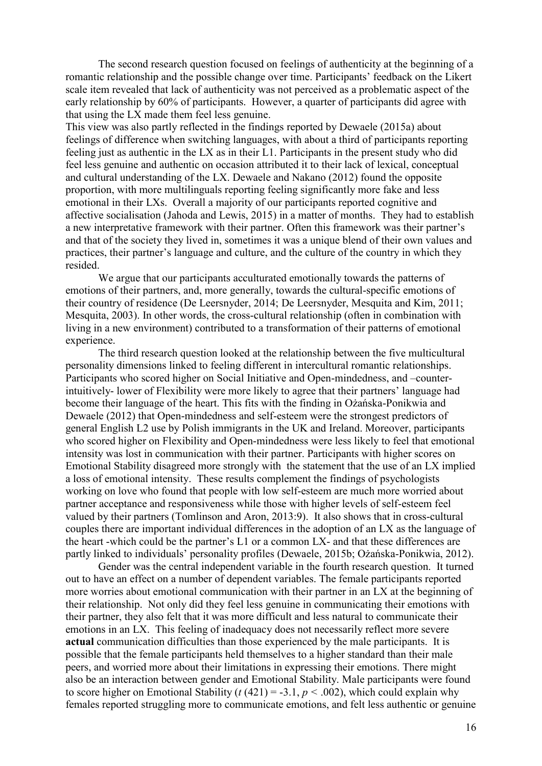The second research question focused on feelings of authenticity at the beginning of a romantic relationship and the possible change over time. Participants' feedback on the Likert scale item revealed that lack of authenticity was not perceived as a problematic aspect of the early relationship by 60% of participants. However, a quarter of participants did agree with that using the LX made them feel less genuine.

This view was also partly reflected in the findings reported by Dewaele (2015a) about feelings of difference when switching languages, with about a third of participants reporting feeling just as authentic in the LX as in their L1. Participants in the present study who did feel less genuine and authentic on occasion attributed it to their lack of lexical, conceptual and cultural understanding of the LX. Dewaele and Nakano (2012) found the opposite proportion, with more multilinguals reporting feeling significantly more fake and less emotional in their LXs. Overall a majority of our participants reported cognitive and affective socialisation (Jahoda and Lewis, 2015) in a matter of months. They had to establish a new interpretative framework with their partner. Often this framework was their partner's and that of the society they lived in, sometimes it was a unique blend of their own values and practices, their partner's language and culture, and the culture of the country in which they resided.

We argue that our participants acculturated emotionally towards the patterns of emotions of their partners, and, more generally, towards the cultural-specific emotions of their country of residence (De Leersnyder, 2014; De Leersnyder, Mesquita and Kim, 2011; Mesquita, 2003). In other words, the cross-cultural relationship (often in combination with living in a new environment) contributed to a transformation of their patterns of emotional experience.

The third research question looked at the relationship between the five multicultural personality dimensions linked to feeling different in intercultural romantic relationships. Participants who scored higher on Social Initiative and Open-mindedness, and –counter-intuitively- lower of Flexibility were more likely to agree that their partners' language had become their language of the heart. This fits with the finding in Ożańska-Ponikwia and Dewaele (2012) that Open-mindedness and self-esteem were the strongest predictors of general English L2 use by Polish immigrants in the UK and Ireland. Moreover, participants who scored higher on Flexibility and Open-mindedness were less likely to feel that emotional intensity was lost in communication with their partner. Participants with higher scores on Emotional Stability disagreed more strongly with the statement that the use of an LX implied a loss of emotional intensity. These results complement the findings of psychologists working on love who found that people with low self-esteem are much more worried about partner acceptance and responsiveness while those with higher levels of self-esteem feel valued by their partners (Tomlinson and Aron, 2013:9). It also shows that in cross-cultural couples there are important individual differences in the adoption of an LX as the language of the heart -which could be the partner's L1 or a common LX- and that these differences are partly linked to individuals' personality profiles (Dewaele, 2015b; Ożańska-Ponikwia, 2012).

Gender was the central independent variable in the fourth research question. It turned out to have an effect on a number of dependent variables. The female participants reported more worries about emotional communication with their partner in an LX at the beginning of their relationship. Not only did they feel less genuine in communicating their emotions with their partner, they also felt that it was more difficult and less natural to communicate their emotions in an LX. This feeling of inadequacy does not necessarily reflect more severe **actual** communication difficulties than those experienced by the male participants. It is possible that the female participants held themselves to a higher standard than their male peers, and worried more about their limitations in expressing their emotions. There might also be an interaction between gender and Emotional Stability. Male participants were found to score higher on Emotional Stability ($t\ (421) = -3.1$, $p < .002$), which could explain why females reported struggling more to communicate emotions, and felt less authentic or genuine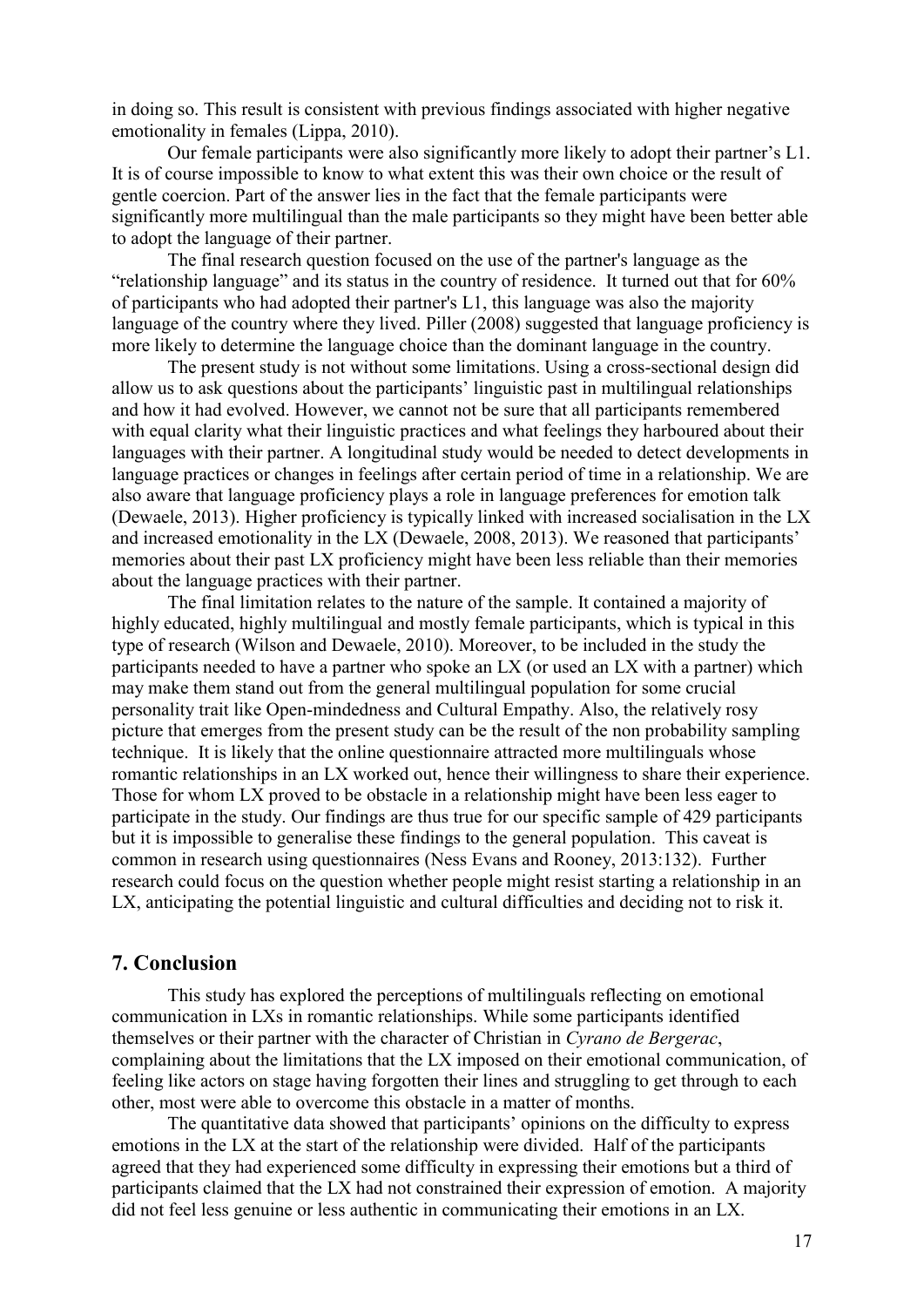in doing so. This result is consistent with previous findings associated with higher negative emotionality in females (Lippa, 2010).

Our female participants were also significantly more likely to adopt their partner's L1. It is of course impossible to know to what extent this was their own choice or the result of gentle coercion. Part of the answer lies in the fact that the female participants were significantly more multilingual than the male participants so they might have been better able to adopt the language of their partner.

The final research question focused on the use of the partner's language as the "relationship language" and its status in the country of residence. It turned out that for 60% of participants who had adopted their partner's L1, this language was also the majority language of the country where they lived. Piller (2008) suggested that language proficiency is more likely to determine the language choice than the dominant language in the country.

The present study is not without some limitations. Using a cross-sectional design did allow us to ask questions about the participants' linguistic past in multilingual relationships and how it had evolved. However, we cannot not be sure that all participants remembered with equal clarity what their linguistic practices and what feelings they harboured about their languages with their partner. A longitudinal study would be needed to detect developments in language practices or changes in feelings after certain period of time in a relationship. We are also aware that language proficiency plays a role in language preferences for emotion talk (Dewaele, 2013). Higher proficiency is typically linked with increased socialisation in the LX and increased emotionality in the LX (Dewaele, 2008, 2013). We reasoned that participants' memories about their past LX proficiency might have been less reliable than their memories about the language practices with their partner.

The final limitation relates to the nature of the sample. It contained a majority of highly educated, highly multilingual and mostly female participants, which is typical in this type of research (Wilson and Dewaele, 2010). Moreover, to be included in the study the participants needed to have a partner who spoke an LX (or used an LX with a partner) which may make them stand out from the general multilingual population for some crucial personality trait like Open-mindedness and Cultural Empathy. Also, the relatively rosy picture that emerges from the present study can be the result of the non probability sampling technique. It is likely that the online questionnaire attracted more multilinguals whose romantic relationships in an LX worked out, hence their willingness to share their experience. Those for whom LX proved to be obstacle in a relationship might have been less eager to participate in the study. Our findings are thus true for our specific sample of 429 participants but it is impossible to generalise these findings to the general population. This caveat is common in research using questionnaires (Ness Evans and Rooney, 2013:132). Further research could focus on the question whether people might resist starting a relationship in an LX, anticipating the potential linguistic and cultural difficulties and deciding not to risk it.

## 7. Conclusion

This study has explored the perceptions of multilinguals reflecting on emotional communication in LXs in romantic relationships. While some participants identified themselves or their partner with the character of Christian in *Cyrano de Bergerac*, complaining about the limitations that the LX imposed on their emotional communication, of feeling like actors on stage having forgotten their lines and struggling to get through to each other, most were able to overcome this obstacle in a matter of months.

The quantitative data showed that participants' opinions on the difficulty to express emotions in the LX at the start of the relationship were divided. Half of the participants agreed that they had experienced some difficulty in expressing their emotions but a third of participants claimed that the LX had not constrained their expression of emotion. A majority did not feel less genuine or less authentic in communicating their emotions in an LX.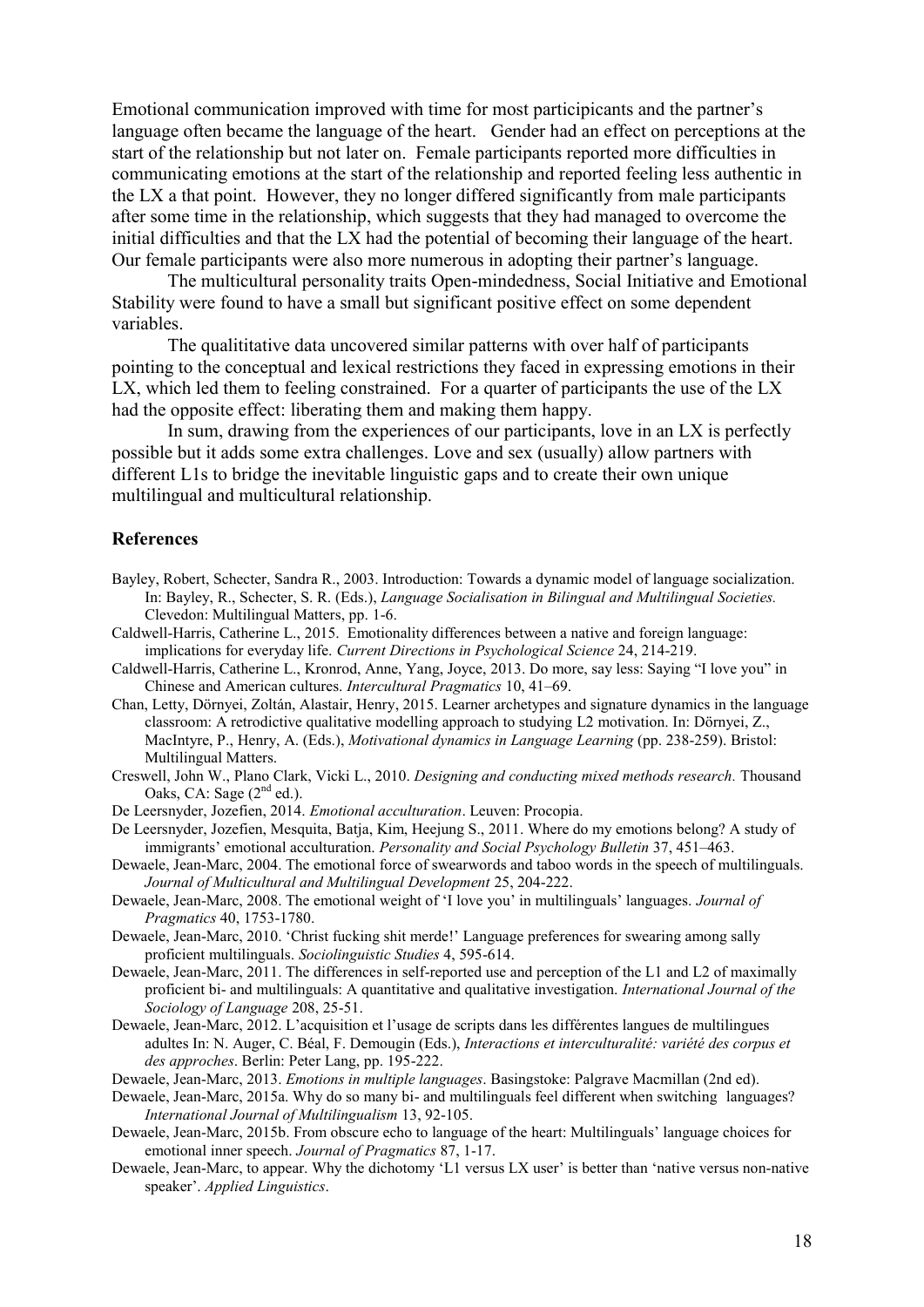Emotional communication improved with time for most participicants and the partner's language often became the language of the heart. Gender had an effect on perceptions at the start of the relationship but not later on. Female participants reported more difficulties in communicating emotions at the start of the relationship and reported feeling less authentic in the LX a that point. However, they no longer differed significantly from male participants after some time in the relationship, which suggests that they had managed to overcome the initial difficulties and that the LX had the potential of becoming their language of the heart. Our female participants were also more numerous in adopting their partner's language.

The multicultural personality traits Open-mindedness, Social Initiative and Emotional Stability were found to have a small but significant positive effect on some dependent variables.

The qualititative data uncovered similar patterns with over half of participants pointing to the conceptual and lexical restrictions they faced in expressing emotions in their LX, which led them to feeling constrained. For a quarter of participants the use of the LX had the opposite effect: liberating them and making them happy.

In sum, drawing from the experiences of our participants, love in an LX is perfectly possible but it adds some extra challenges. Love and sex (usually) allow partners with different L1s to bridge the inevitable linguistic gaps and to create their own unique multilingual and multicultural relationship.

## References

Bayley, Robert, Schecter, Sandra R., 2003. Introduction: Towards a dynamic model of language socialization. In: Bayley, R., Schecter, S. R. (Eds.), *Language Socialisation in Bilingual and Multilingual Societies.* Clevedon: Multilingual Matters, pp. 1-6.

Caldwell-Harris, Catherine L., 2015. Emotionality differences between a native and foreign language: implications for everyday life. *Current Directions in Psychological Science* 24, 214-219.

Caldwell-Harris, Catherine L., Kronrod, Anne, Yang, Joyce, 2013. Do more, say less: Saying "I love you" in Chinese and American cultures. *Intercultural Pragmatics* 10, 41–69.

Chan, Letty, Dörnyei, Zoltán, Alastair, Henry, 2015. Learner archetypes and signature dynamics in the language classroom: A retrodictive qualitative modelling approach to studying L2 motivation. In: Dörnyei, Z., MacIntyre, P., Henry, A. (Eds.), *Motivational dynamics in Language Learning* (pp. 238-259). Bristol: Multilingual Matters.

Creswell, John W., Plano Clark, Vicki L., 2010. *Designing and conducting mixed methods research.* Thousand Oaks, CA: Sage (2nd ed.).

De Leersnyder, Jozefien, 2014. *Emotional acculturation*. Leuven: Procopia.

De Leersnyder, Jozefien, Mesquita, Batja, Kim, Heejung S., 2011. Where do my emotions belong? A study of immigrants' emotional acculturation. *Personality and Social Psychology Bulletin* 37, 451–463.

Dewaele, Jean-Marc, 2004. The emotional force of swearwords and taboo words in the speech of multilinguals. *Journal of Multicultural and Multilingual Development* 25, 204-222.

Dewaele, Jean-Marc, 2008. The emotional weight of 'I love you' in multilinguals' languages. *Journal of Pragmatics* 40, 1753-1780.

Dewaele, Jean-Marc, 2010. 'Christ fucking shit merde!' Language preferences for swearing among sally proficient multilinguals. *Sociolinguistic Studies* 4, 595-614.

Dewaele, Jean-Marc, 2011. The differences in self-reported use and perception of the L1 and L2 of maximally proficient bi- and multilinguals: A quantitative and qualitative investigation. *International Journal of the Sociology of Language* 208, 25-51.

Dewaele, Jean-Marc, 2012. L'acquisition et l'usage de scripts dans les différentes langues de multilingues adultes In: N. Auger, C. Béal, F. Demougin (Eds.), *Interactions et interculturalité: variété des corpus et des approches*. Berlin: Peter Lang, pp. 195-222.

Dewaele, Jean-Marc, 2013. *Emotions in multiple languages*. Basingstoke: Palgrave Macmillan (2nd ed).

Dewaele, Jean-Marc, 2015a. Why do so many bi- and multilinguals feel different when switching languages? *International Journal of Multilingualism* 13, 92-105.

Dewaele, Jean-Marc, 2015b. From obscure echo to language of the heart: Multilinguals' language choices for emotional inner speech. *Journal of Pragmatics* 87, 1-17.

Dewaele, Jean-Marc, to appear. Why the dichotomy 'L1 versus LX user' is better than 'native versus non-native speaker'. *Applied Linguistics*.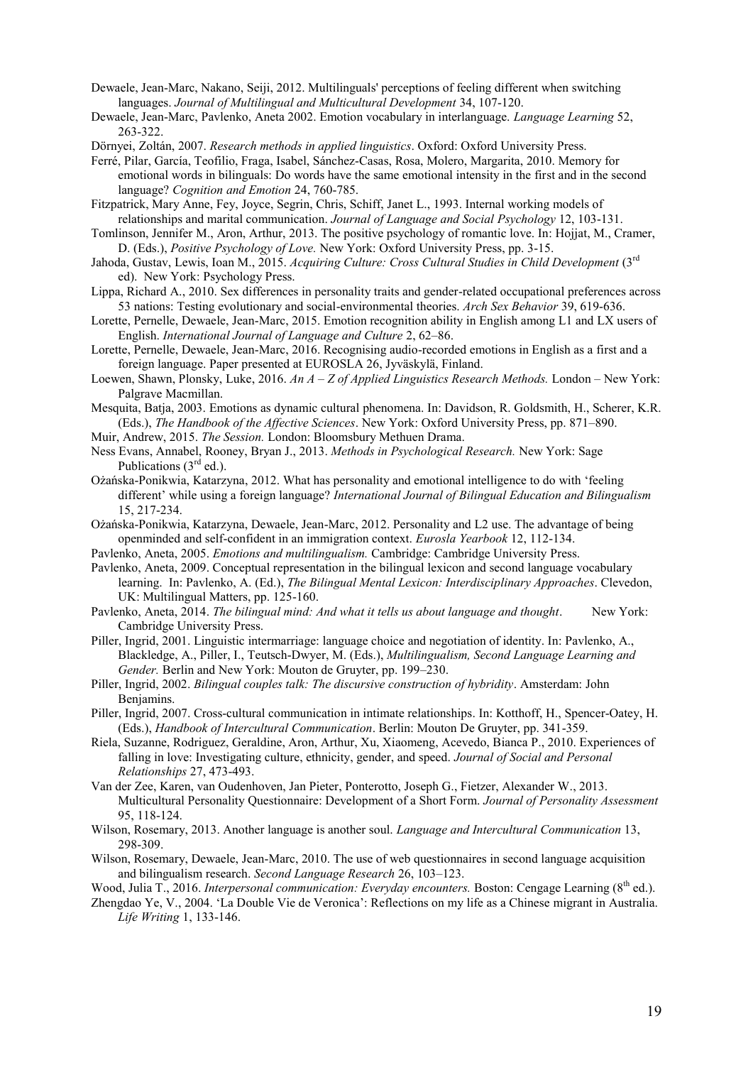Dewaele, Jean-Marc, Nakano, Seiji, 2012. Multilinguals' perceptions of feeling different when switching languages. *Journal of Multilingual and Multicultural Development* 34, 107-120.

Dewaele, Jean-Marc, Pavlenko, Aneta 2002. Emotion vocabulary in interlanguage. *Language Learning* 52, 263-322.

Dörnyei, Zoltán, 2007. *Research methods in applied linguistics*. Oxford: Oxford University Press.

Ferré, Pilar, García, Teofilio, Fraga, Isabel, Sánchez-Casas, Rosa, Molero, Margarita, 2010. Memory for emotional words in bilinguals: Do words have the same emotional intensity in the first and in the second language? *Cognition and Emotion* 24, 760-785.

Fitzpatrick, Mary Anne, Fey, Joyce, Segrin, Chris, Schiff, Janet L., 1993. Internal working models of relationships and marital communication. *Journal of Language and Social Psychology* 12, 103-131.

Tomlinson, Jennifer M., Aron, Arthur, 2013. The positive psychology of romantic love. In: Hojjat, M., Cramer, D. (Eds.), *Positive Psychology of Love.* New York: Oxford University Press, pp. 3-15.

Jahoda, Gustav, Lewis, Ioan M., 2015. *Acquiring Culture: Cross Cultural Studies in Child Development* (3rd ed). New York: Psychology Press.

Lippa, Richard A., 2010. Sex differences in personality traits and gender-related occupational preferences across 53 nations: Testing evolutionary and social-environmental theories. *Arch Sex Behavior* 39, 619-636.

Lorette, Pernelle, Dewaele, Jean-Marc, 2015. Emotion recognition ability in English among L1 and LX users of English. *International Journal of Language and Culture* 2, 62–86.

Lorette, Pernelle, Dewaele, Jean-Marc, 2016. Recognising audio-recorded emotions in English as a first and a foreign language. Paper presented at EUROSLA 26, Jyväskylä, Finland.

Loewen, Shawn, Plonsky, Luke, 2016. *An A – Z of Applied Linguistics Research Methods.* London – New York: Palgrave Macmillan.

Mesquita, Batja, 2003. Emotions as dynamic cultural phenomena. In: Davidson, R. Goldsmith, H., Scherer, K.R. (Eds.), *The Handbook of the Affective Sciences*. New York: Oxford University Press, pp. 871–890.

Muir, Andrew, 2015. *The Session.* London: Bloomsbury Methuen Drama.

Ness Evans, Annabel, Rooney, Bryan J., 2013. *Methods in Psychological Research.* New York: Sage Publications (3rd ed.).

Ożańska-Ponikwia, Katarzyna, 2012. What has personality and emotional intelligence to do with 'feeling different' while using a foreign language? *International Journal of Bilingual Education and Bilingualism* 15, 217-234.

Ożańska-Ponikwia, Katarzyna, Dewaele, Jean-Marc, 2012. Personality and L2 use. The advantage of being openminded and self-confident in an immigration context. *Eurosla Yearbook* 12, 112-134.

Pavlenko, Aneta, 2005. *Emotions and multilingualism.* Cambridge: Cambridge University Press.

Pavlenko, Aneta, 2009. Conceptual representation in the bilingual lexicon and second language vocabulary learning. In: Pavlenko, A. (Ed.), *The Bilingual Mental Lexicon: Interdisciplinary Approaches*. Clevedon, UK: Multilingual Matters, pp. 125-160.

Pavlenko, Aneta, 2014. *The bilingual mind: And what it tells us about language and thought*. New York: Cambridge University Press.

Piller, Ingrid, 2001. Linguistic intermarriage: language choice and negotiation of identity. In: Pavlenko, A., Blackledge, A., Piller, I., Teutsch-Dwyer, M. (Eds.), *Multilingualism, Second Language Learning and Gender.* Berlin and New York: Mouton de Gruyter, pp. 199–230.

Piller, Ingrid, 2002. *Bilingual couples talk: The discursive construction of hybridity*. Amsterdam: John Benjamins.

Piller, Ingrid, 2007. Cross-cultural communication in intimate relationships. In: Kotthoff, H., Spencer-Oatey, H. (Eds.), *Handbook of Intercultural Communication*. Berlin: Mouton De Gruyter, pp. 341-359.

Riela, Suzanne, Rodriguez, Geraldine, Aron, Arthur, Xu, Xiaomeng, Acevedo, Bianca P., 2010. Experiences of falling in love: Investigating culture, ethnicity, gender, and speed. *Journal of Social and Personal Relationships* 27, 473-493.

Van der Zee, Karen, van Oudenhoven, Jan Pieter, Ponterotto, Joseph G., Fietzer, Alexander W., 2013. Multicultural Personality Questionnaire: Development of a Short Form. *Journal of Personality Assessment* 95, 118-124.

Wilson, Rosemary, 2013. Another language is another soul. *Language and Intercultural Communication* 13, 298-309.

Wilson, Rosemary, Dewaele, Jean-Marc, 2010. The use of web questionnaires in second language acquisition and bilingualism research. *Second Language Research* 26, 103–123.

Wood, Julia T., 2016. *Interpersonal communication: Everyday encounters.* Boston: Cengage Learning (8th ed.).

Zhengdao Ye, V., 2004. 'La Double Vie de Veronica': Reflections on my life as a Chinese migrant in Australia. *Life Writing* 1, 133-146.